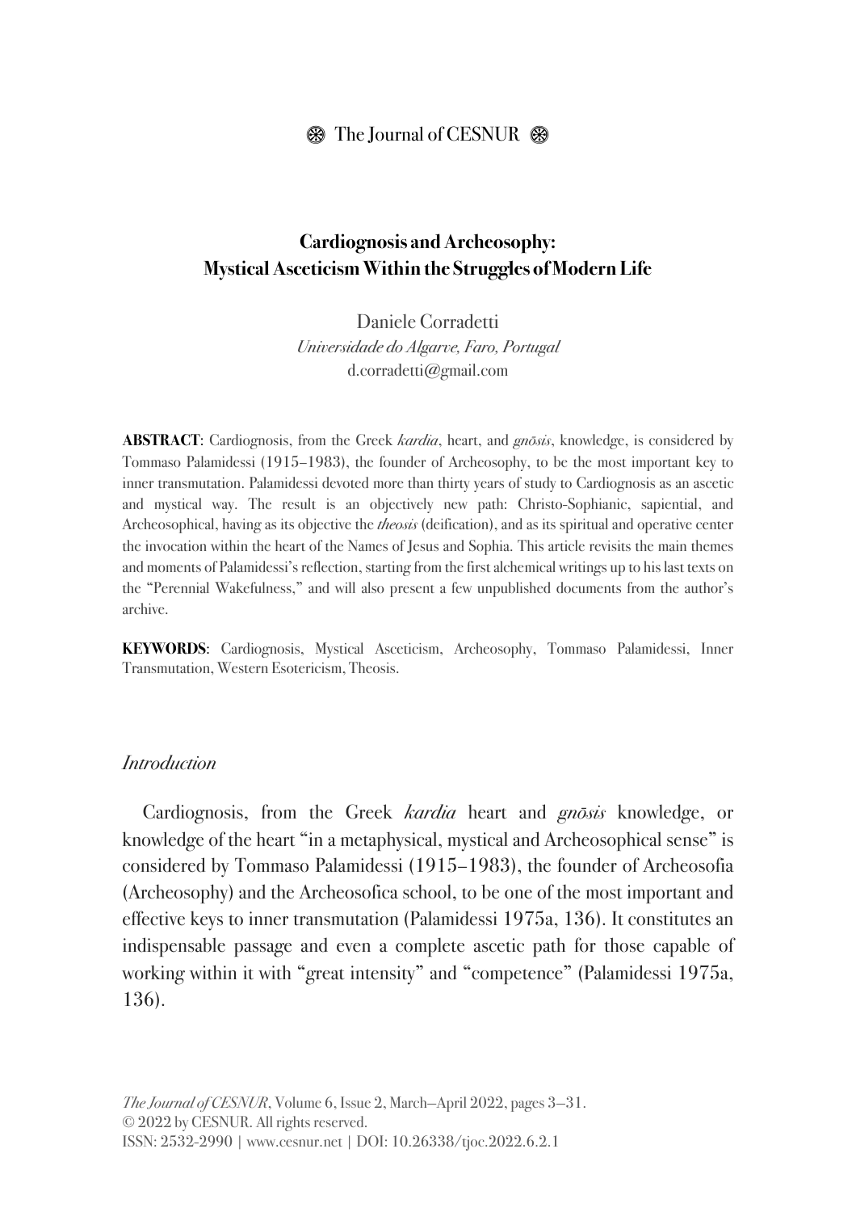# Cardiognosis and Archeosophy: Mystical Asceticism Within the Struggles of Modern Life

Daniele Corradetti
*Universidade do Algarve, Faro, Portugal*
d.corradetti@gmail.com

**ABSTRACT**: Cardiognosis, from the Greek *kardia*, heart, and *gnōsis*, knowledge, is considered by Tommaso Palamidessi (1915–1983), the founder of Archeosophy, to be the most important key to inner transmutation. Palamidessi devoted more than thirty years of study to Cardiognosis as an ascetic and mystical way. The result is an objectively new path: Christo-Sophianic, sapiential, and Archeosophical, having as its objective the *theosis* (deification), and as its spiritual and operative center the invocation within the heart of the Names of Jesus and Sophia. This article revisits the main themes and moments of Palamidessi's reflection, starting from the first alchemical writings up to his last texts on the "Perennial Wakefulness," and will also present a few unpublished documents from the author's archive.

**KEYWORDS**: Cardiognosis, Mystical Asceticism, Archeosophy, Tommaso Palamidessi, Inner Transmutation, Western Esotericism, Theosis.

## *Introduction*

Cardiognosis, from the Greek *kardia* heart and *gnōsis* knowledge, or knowledge of the heart "in a metaphysical, mystical and Archeosophical sense" is considered by Tommaso Palamidessi (1915–1983), the founder of Archeosofia (Archeosophy) and the Archeosofica school, to be one of the most important and effective keys to inner transmutation (Palamidessi 1975a, 136). It constitutes an indispensable passage and even a complete ascetic path for those capable of working within it with "great intensity" and "competence" (Palamidessi 1975a, 136).

*The Journal of CESNUR*, Volume 6, Issue 2, March—April 2022, pages 3—31.
© 2022 by CESNUR. All rights reserved.
ISSN: 2532-2990 | www.cesnur.net | DOI: 10.26338/tjoc.2022.6.2.1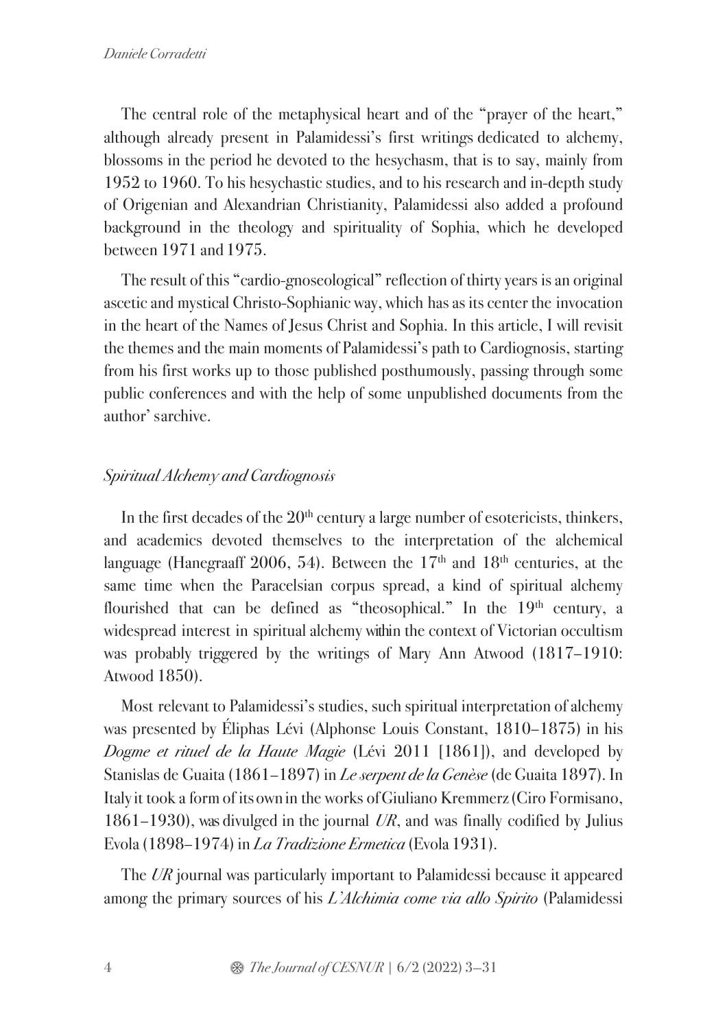The central role of the metaphysical heart and of the "prayer of the heart," although already present in Palamidessi's first writings dedicated to alchemy, blossoms in the period he devoted to the hesychasm, that is to say, mainly from 1952 to 1960. To his hesychastic studies, and to his research and in-depth study of Origenian and Alexandrian Christianity, Palamidessi also added a profound background in the theology and spirituality of Sophia, which he developed between 1971 and 1975.

The result of this "cardio-gnoseological" reflection of thirty years is an original ascetic and mystical Christo-Sophianic way, which has as its center the invocation in the heart of the Names of Jesus Christ and Sophia. In this article, I will revisit the themes and the main moments of Palamidessi's path to Cardiognosis, starting from his first works up to those published posthumously, passing through some public conferences and with the help of some unpublished documents from the author' sarchive.

## *Spiritual Alchemy and Cardiognosis*

In the first decades of the 20th century a large number of esotericists, thinkers, and academics devoted themselves to the interpretation of the alchemical language (Hanegraaff 2006, 54). Between the 17th and 18th centuries, at the same time when the Paracelsian corpus spread, a kind of spiritual alchemy flourished that can be defined as "theosophical." In the 19th century, a widespread interest in spiritual alchemy within the context of Victorian occultism was probably triggered by the writings of Mary Ann Atwood (1817–1910: Atwood 1850).

Most relevant to Palamidessi's studies, such spiritual interpretation of alchemy was presented by Éliphas Lévi (Alphonse Louis Constant, 1810–1875) in his *Dogme et rituel de la Haute Magie* (Lévi 2011 [1861]), and developed by Stanislas de Guaita (1861–1897) in *Le serpent de la Genèse* (de Guaita 1897). In Italy it took a form of its own in the works of Giuliano Kremmerz (Ciro Formisano, 1861–1930), was divulged in the journal *UR*, and was finally codified by Julius Evola (1898–1974) in *La Tradizione Ermetica* (Evola 1931).

The *UR* journal was particularly important to Palamidessi because it appeared among the primary sources of his *L'Alchimia come via allo Spirito* (Palamidessi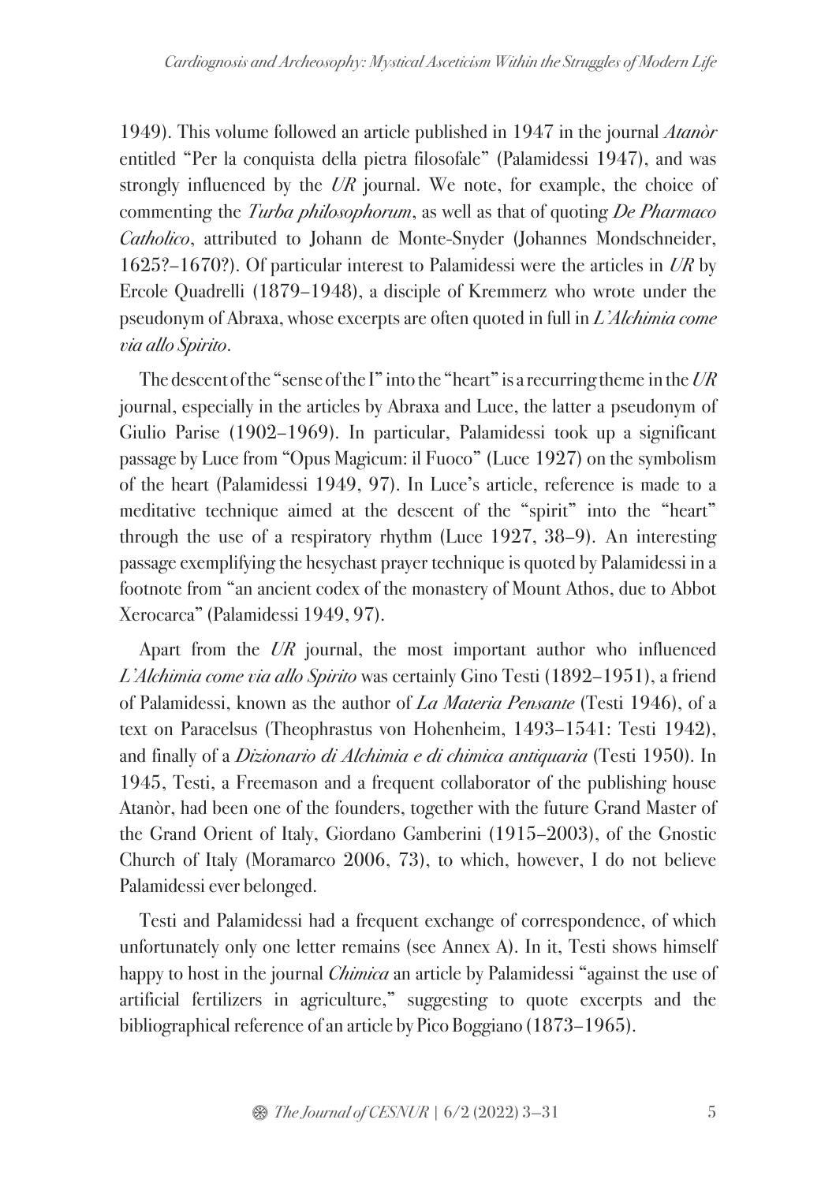1949). This volume followed an article published in 1947 in the journal *Atanòr* entitled "Per la conquista della pietra filosofale" (Palamidessi 1947), and was strongly influenced by the *UR* journal. We note, for example, the choice of commenting the *Turba philosophorum*, as well as that of quoting *De Pharmaco Catholico*, attributed to Johann de Monte-Snyder (Johannes Mondschneider, 1625?–1670?). Of particular interest to Palamidessi were the articles in *UR* by Ercole Quadrelli (1879–1948), a disciple of Kremmerz who wrote under the pseudonym of Abraxa, whose excerpts are often quoted in full in *L'Alchimia come via allo Spirito*.

The descent of the "sense of the I" into the "heart" is a recurring theme in the *UR* journal, especially in the articles by Abraxa and Luce, the latter a pseudonym of Giulio Parise (1902–1969). In particular, Palamidessi took up a significant passage by Luce from "Opus Magicum: il Fuoco" (Luce 1927) on the symbolism of the heart (Palamidessi 1949, 97). In Luce's article, reference is made to a meditative technique aimed at the descent of the "spirit" into the "heart" through the use of a respiratory rhythm (Luce 1927, 38–9). An interesting passage exemplifying the hesychast prayer technique is quoted by Palamidessi in a footnote from "an ancient codex of the monastery of Mount Athos, due to Abbot Xerocarca" (Palamidessi 1949, 97).

Apart from the *UR* journal, the most important author who influenced *L'Alchimia come via allo Spirito* was certainly Gino Testi (1892–1951), a friend of Palamidessi, known as the author of *La Materia Pensante* (Testi 1946), of a text on Paracelsus (Theophrastus von Hohenheim, 1493–1541: Testi 1942), and finally of a *Dizionario di Alchimia e di chimica antiquaria* (Testi 1950). In 1945, Testi, a Freemason and a frequent collaborator of the publishing house Atanòr, had been one of the founders, together with the future Grand Master of the Grand Orient of Italy, Giordano Gamberini (1915–2003), of the Gnostic Church of Italy (Moramarco 2006, 73), to which, however, I do not believe Palamidessi ever belonged.

Testi and Palamidessi had a frequent exchange of correspondence, of which unfortunately only one letter remains (see Annex A). In it, Testi shows himself happy to host in the journal *Chimica* an article by Palamidessi "against the use of artificial fertilizers in agriculture," suggesting to quote excerpts and the bibliographical reference of an article by Pico Boggiano (1873–1965).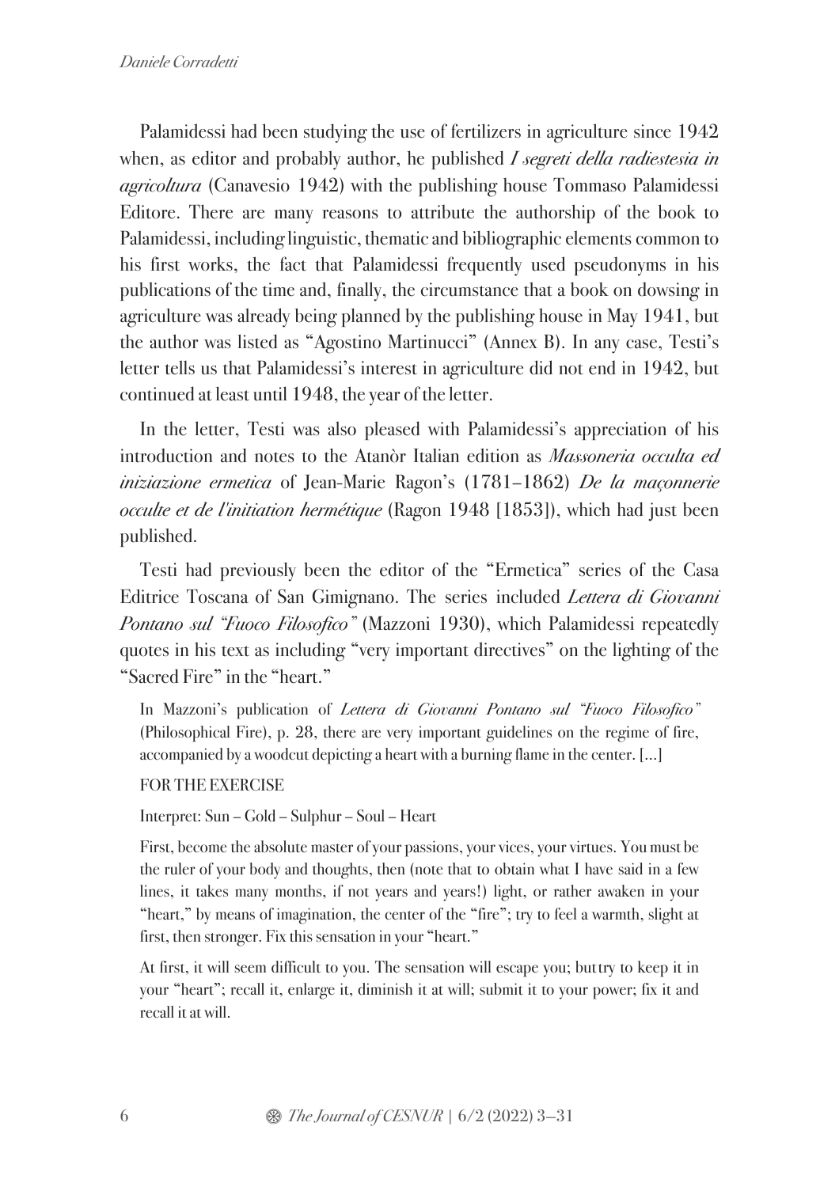Palamidessi had been studying the use of fertilizers in agriculture since 1942 when, as editor and probably author, he published *I segreti della radiestesia in agricoltura* (Canavesio 1942) with the publishing house Tommaso Palamidessi Editore. There are many reasons to attribute the authorship of the book to Palamidessi, including linguistic, thematic and bibliographic elements common to his first works, the fact that Palamidessi frequently used pseudonyms in his publications of the time and, finally, the circumstance that a book on dowsing in agriculture was already being planned by the publishing house in May 1941, but the author was listed as "Agostino Martinucci" (Annex B). In any case, Testi's letter tells us that Palamidessi's interest in agriculture did not end in 1942, but continued at least until 1948, the year of the letter.

In the letter, Testi was also pleased with Palamidessi's appreciation of his introduction and notes to the Atanòr Italian edition as *Massoneria occulta ed iniziazione ermetica* of Jean-Marie Ragon's (1781–1862) *De la maçonnerie occulte et de l'initiation hermétique* (Ragon 1948 [1853]), which had just been published.

Testi had previously been the editor of the "Ermetica" series of the Casa Editrice Toscana of San Gimignano. The series included *Lettera di Giovanni Pontano sul "Fuoco Filosofico"* (Mazzoni 1930), which Palamidessi repeatedly quotes in his text as including "very important directives" on the lighting of the "Sacred Fire" in the "heart."

> In Mazzoni's publication of *Lettera di Giovanni Pontano sul "Fuoco Filosofico"* (Philosophical Fire), p. 28, there are very important guidelines on the regime of fire, accompanied by a woodcut depicting a heart with a burning flame in the center. [...]
>
> FOR THE EXERCISE
>
> Interpret: Sun – Gold – Sulphur – Soul – Heart
>
> First, become the absolute master of your passions, your vices, your virtues. You must be the ruler of your body and thoughts, then (note that to obtain what I have said in a few lines, it takes many months, if not years and years!) light, or rather awaken in your "heart," by means of imagination, the center of the "fire"; try to feel a warmth, slight at first, then stronger. Fix this sensation in your "heart."
>
> At first, it will seem difficult to you. The sensation will escape you; but try to keep it in your "heart"; recall it, enlarge it, diminish it at will; submit it to your power; fix it and recall it at will.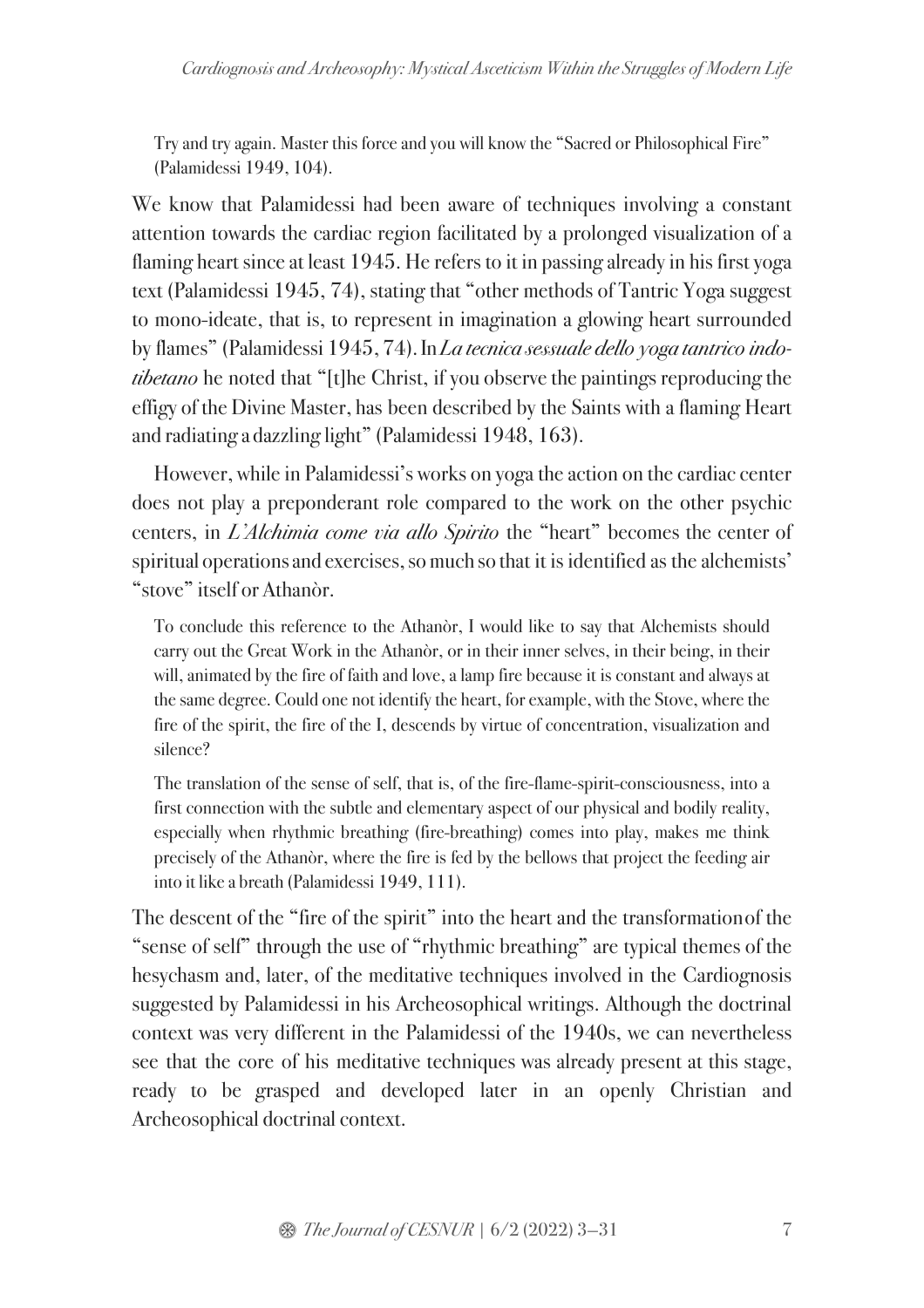> Try and try again. Master this force and you will know the "Sacred or Philosophical Fire" (Palamidessi 1949, 104).

We know that Palamidessi had been aware of techniques involving a constant attention towards the cardiac region facilitated by a prolonged visualization of a flaming heart since at least 1945. He refers to it in passing already in his first yoga text (Palamidessi 1945, 74), stating that "other methods of Tantric Yoga suggest to mono-ideate, that is, to represent in imagination a glowing heart surrounded by flames" (Palamidessi 1945, 74). In *La tecnica sessuale dello yoga tantrico indo-tibetano* he noted that "[t]he Christ, if you observe the paintings reproducing the effigy of the Divine Master, has been described by the Saints with a flaming Heart and radiating a dazzling light" (Palamidessi 1948, 163).

However, while in Palamidessi's works on yoga the action on the cardiac center does not play a preponderant role compared to the work on the other psychic centers, in *L'Alchimia come via allo Spirito* the "heart" becomes the center of spiritual operations and exercises, so much so that it is identified as the alchemists' "stove" itself or Athanòr.

> To conclude this reference to the Athanòr, I would like to say that Alchemists should carry out the Great Work in the Athanòr, or in their inner selves, in their being, in their will, animated by the fire of faith and love, a lamp fire because it is constant and always at the same degree. Could one not identify the heart, for example, with the Stove, where the fire of the spirit, the fire of the I, descends by virtue of concentration, visualization and silence?
>
> The translation of the sense of self, that is, of the fire-flame-spirit-consciousness, into a first connection with the subtle and elementary aspect of our physical and bodily reality, especially when rhythmic breathing (fire-breathing) comes into play, makes me think precisely of the Athanòr, where the fire is fed by the bellows that project the feeding air into it like a breath (Palamidessi 1949, 111).

The descent of the "fire of the spirit" into the heart and the transformation of the "sense of self" through the use of "rhythmic breathing" are typical themes of the hesychasm and, later, of the meditative techniques involved in the Cardiognosis suggested by Palamidessi in his Archeosophical writings. Although the doctrinal context was very different in the Palamidessi of the 1940s, we can nevertheless see that the core of his meditative techniques was already present at this stage, ready to be grasped and developed later in an openly Christian and Archeosophical doctrinal context.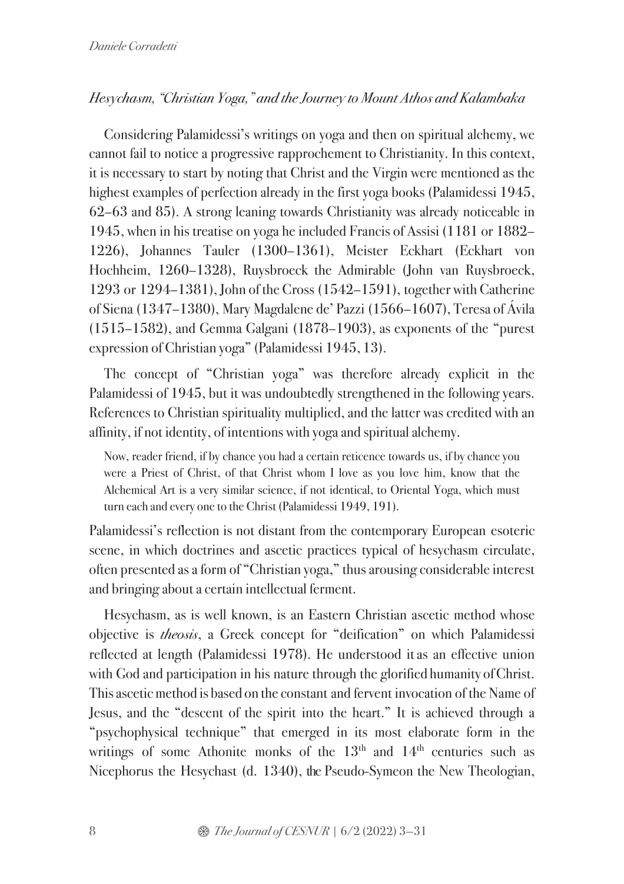### *Hesychasm, "Christian Yoga," and the Journey to Mount Athos and Kalambaka*

Considering Palamidessi's writings on yoga and then on spiritual alchemy, we cannot fail to notice a progressive rapprochement to Christianity. In this context, it is necessary to start by noting that Christ and the Virgin were mentioned as the highest examples of perfection already in the first yoga books (Palamidessi 1945, 62–63 and 85). A strong leaning towards Christianity was already noticeable in 1945, when in his treatise on yoga he included Francis of Assisi (1181 or 1882–1226), Johannes Tauler (1300–1361), Meister Eckhart (Eckhart von Hochheim, 1260–1328), Ruysbroeck the Admirable (John van Ruysbroeck, 1293 or 1294–1381), John of the Cross (1542–1591), together with Catherine of Siena (1347–1380), Mary Magdalene de' Pazzi (1566–1607), Teresa of Ávila (1515–1582), and Gemma Galgani (1878–1903), as exponents of the "purest expression of Christian yoga" (Palamidessi 1945, 13).

The concept of "Christian yoga" was therefore already explicit in the Palamidessi of 1945, but it was undoubtedly strengthened in the following years. References to Christian spirituality multiplied, and the latter was credited with an affinity, if not identity, of intentions with yoga and spiritual alchemy.

> Now, reader friend, if by chance you had a certain reticence towards us, if by chance you were a Priest of Christ, of that Christ whom I love as you love him, know that the Alchemical Art is a very similar science, if not identical, to Oriental Yoga, which must turn each and every one to the Christ (Palamidessi 1949, 191).

Palamidessi's reflection is not distant from the contemporary European esoteric scene, in which doctrines and ascetic practices typical of hesychasm circulate, often presented as a form of "Christian yoga," thus arousing considerable interest and bringing about a certain intellectual ferment.

Hesychasm, as is well known, is an Eastern Christian ascetic method whose objective is *theosis*, a Greek concept for "deification" on which Palamidessi reflected at length (Palamidessi 1978). He understood it as an effective union with God and participation in his nature through the glorified humanity of Christ. This ascetic method is based on the constant and fervent invocation of the Name of Jesus, and the "descent of the spirit into the heart." It is achieved through a "psychophysical technique" that emerged in its most elaborate form in the writings of some Athonite monks of the 13th and 14th centuries such as Nicephorus the Hesychast (d. 1340), the Pseudo-Symeon the New Theologian,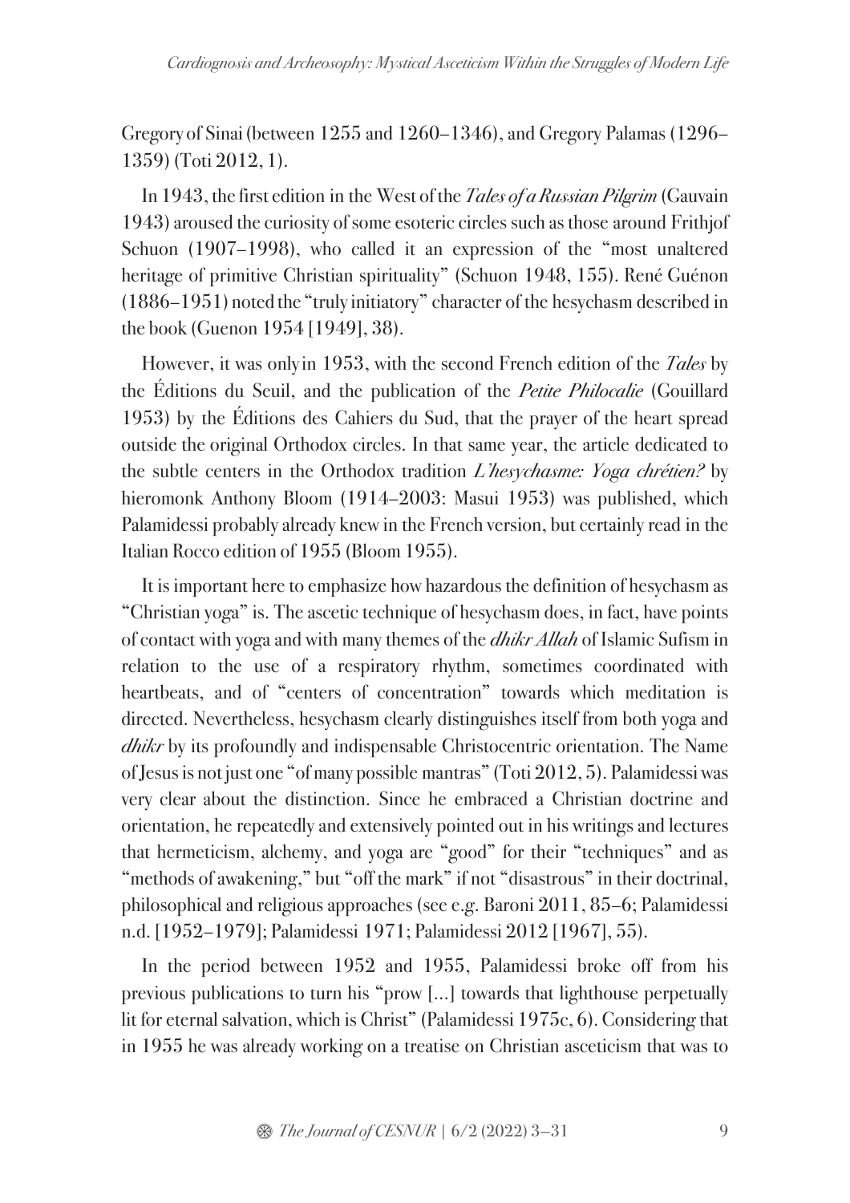Gregory of Sinai (between 1255 and 1260–1346), and Gregory Palamas (1296–1359) (Toti 2012, 1).

In 1943, the first edition in the West of the *Tales of a Russian Pilgrim* (Gauvain 1943) aroused the curiosity of some esoteric circles such as those around Frithjof Schuon (1907–1998), who called it an expression of the "most unaltered heritage of primitive Christian spirituality" (Schuon 1948, 155). René Guénon (1886–1951) noted the "truly initiatory" character of the hesychasm described in the book (Guenon 1954 [1949], 38).

However, it was only in 1953, with the second French edition of the *Tales* by the Éditions du Seuil, and the publication of the *Petite Philocalie* (Gouillard 1953) by the Éditions des Cahiers du Sud, that the prayer of the heart spread outside the original Orthodox circles. In that same year, the article dedicated to the subtle centers in the Orthodox tradition *L'hesychasme: Yoga chrétien?* by hieromonk Anthony Bloom (1914–2003: Masui 1953) was published, which Palamidessi probably already knew in the French version, but certainly read in the Italian Rocco edition of 1955 (Bloom 1955).

It is important here to emphasize how hazardous the definition of hesychasm as "Christian yoga" is. The ascetic technique of hesychasm does, in fact, have points of contact with yoga and with many themes of the *dhikr Allah* of Islamic Sufism in relation to the use of a respiratory rhythm, sometimes coordinated with heartbeats, and of "centers of concentration" towards which meditation is directed. Nevertheless, hesychasm clearly distinguishes itself from both yoga and *dhikr* by its profoundly and indispensable Christocentric orientation. The Name of Jesus is not just one "of many possible mantras" (Toti 2012, 5). Palamidessi was very clear about the distinction. Since he embraced a Christian doctrine and orientation, he repeatedly and extensively pointed out in his writings and lectures that hermeticism, alchemy, and yoga are "good" for their "techniques" and as "methods of awakening," but "off the mark" if not "disastrous" in their doctrinal, philosophical and religious approaches (see e.g. Baroni 2011, 85–6; Palamidessi n.d. [1952–1979]; Palamidessi 1971; Palamidessi 2012 [1967], 55).

In the period between 1952 and 1955, Palamidessi broke off from his previous publications to turn his "prow [...] towards that lighthouse perpetually lit for eternal salvation, which is Christ" (Palamidessi 1975c, 6). Considering that in 1955 he was already working on a treatise on Christian asceticism that was to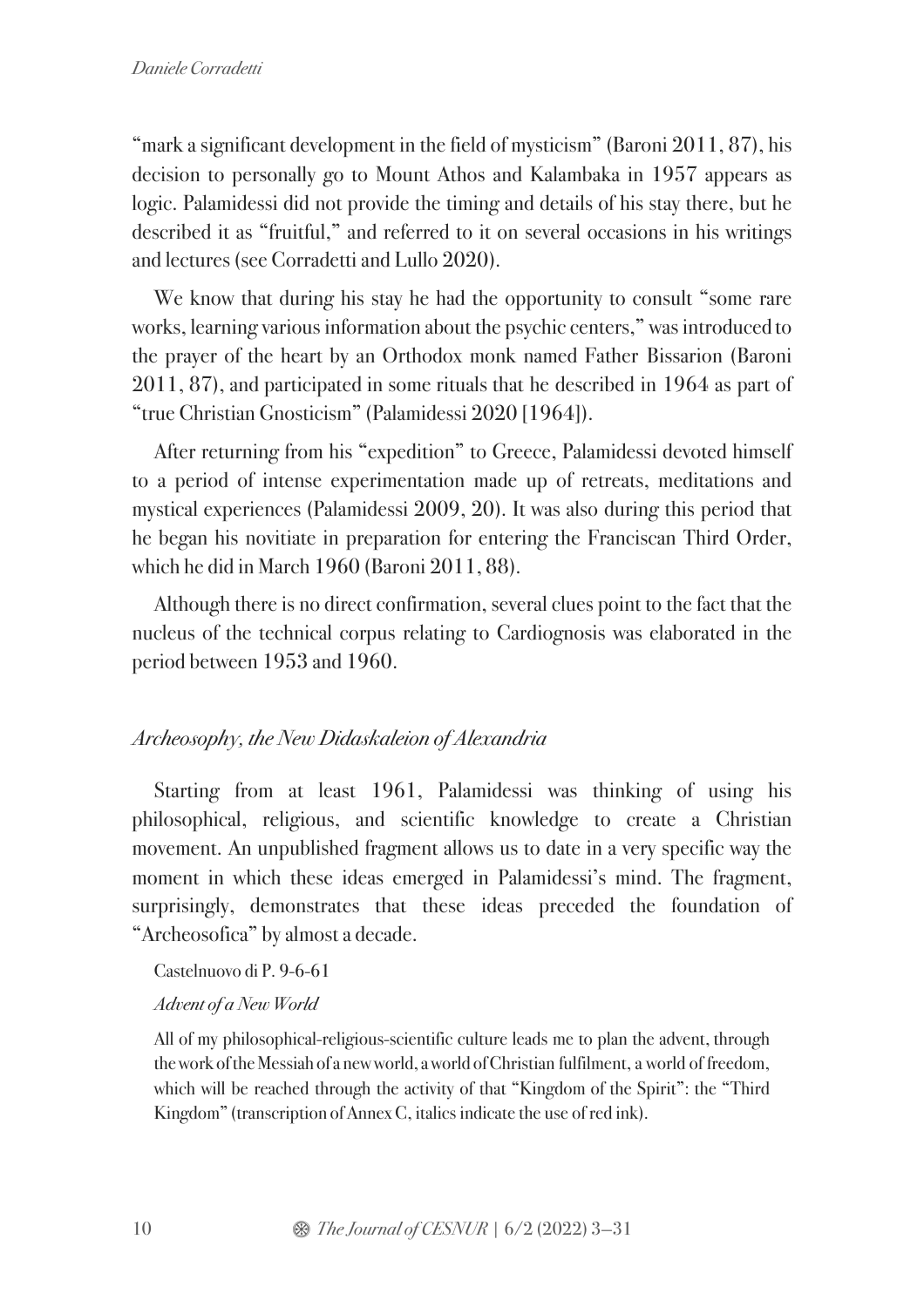"mark a significant development in the field of mysticism" (Baroni 2011, 87), his decision to personally go to Mount Athos and Kalambaka in 1957 appears as logic. Palamidessi did not provide the timing and details of his stay there, but he described it as "fruitful," and referred to it on several occasions in his writings and lectures (see Corradetti and Lullo 2020).

We know that during his stay he had the opportunity to consult "some rare works, learning various information about the psychic centers," was introduced to the prayer of the heart by an Orthodox monk named Father Bissarion (Baroni 2011, 87), and participated in some rituals that he described in 1964 as part of "true Christian Gnosticism" (Palamidessi 2020 [1964]).

After returning from his "expedition" to Greece, Palamidessi devoted himself to a period of intense experimentation made up of retreats, meditations and mystical experiences (Palamidessi 2009, 20). It was also during this period that he began his novitiate in preparation for entering the Franciscan Third Order, which he did in March 1960 (Baroni 2011, 88).

Although there is no direct confirmation, several clues point to the fact that the nucleus of the technical corpus relating to Cardiognosis was elaborated in the period between 1953 and 1960.

## *Archeosophy, the New Didaskaleion of Alexandria*

Starting from at least 1961, Palamidessi was thinking of using his philosophical, religious, and scientific knowledge to create a Christian movement. An unpublished fragment allows us to date in a very specific way the moment in which these ideas emerged in Palamidessi's mind. The fragment, surprisingly, demonstrates that these ideas preceded the foundation of "Archeosofica" by almost a decade.

> Castelnuovo di P. 9-6-61
>
> *Advent of a New World*
>
> All of my philosophical-religious-scientific culture leads me to plan the advent, through the work of the Messiah of a new world, a world of Christian fulfilment, a world of freedom, which will be reached through the activity of that "Kingdom of the Spirit": the "Third Kingdom" (transcription of Annex C, italics indicate the use of red ink).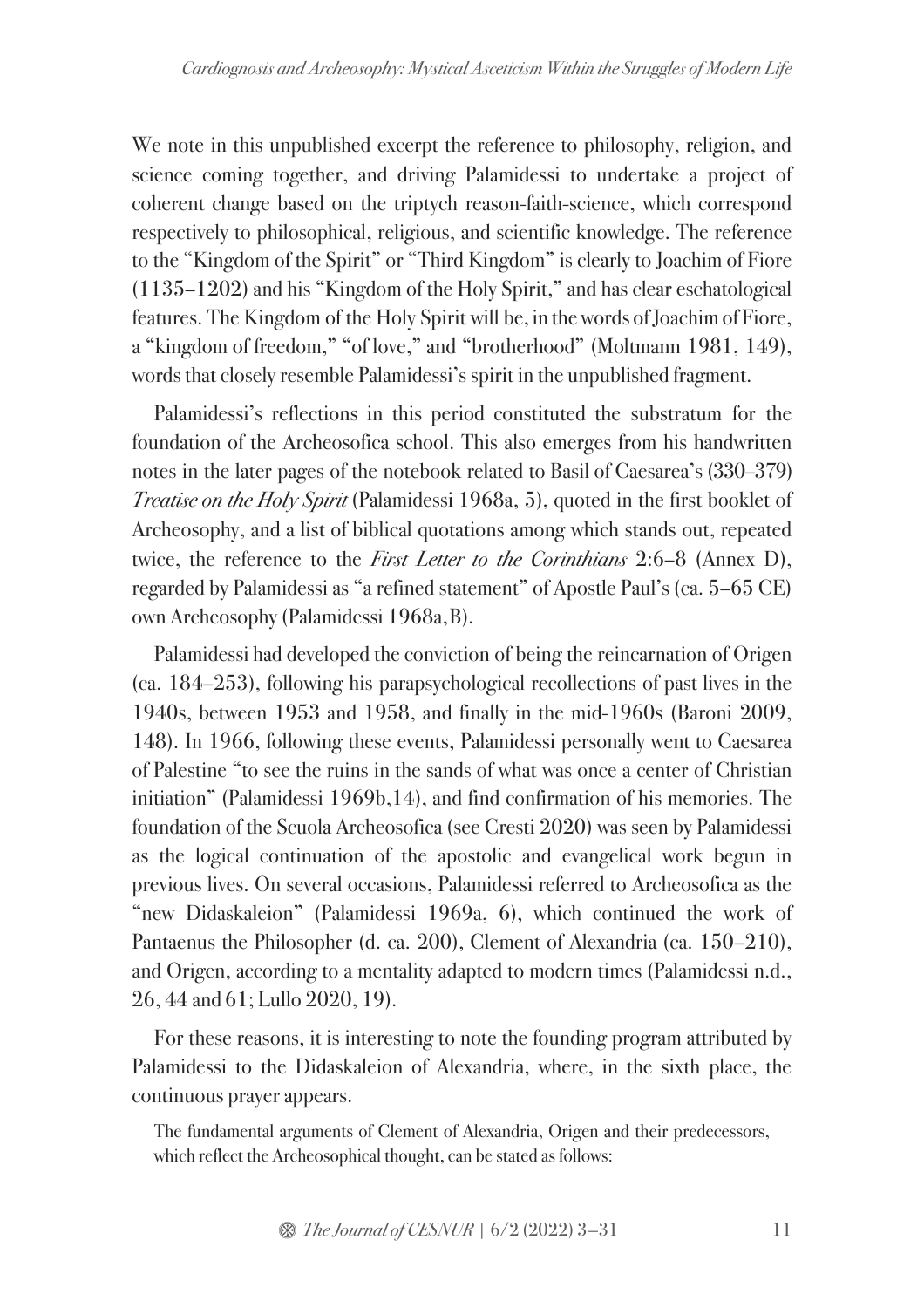We note in this unpublished excerpt the reference to philosophy, religion, and science coming together, and driving Palamidessi to undertake a project of coherent change based on the triptych reason-faith-science, which correspond respectively to philosophical, religious, and scientific knowledge. The reference to the "Kingdom of the Spirit" or "Third Kingdom" is clearly to Joachim of Fiore (1135–1202) and his "Kingdom of the Holy Spirit," and has clear eschatological features. The Kingdom of the Holy Spirit will be, in the words of Joachim of Fiore, a "kingdom of freedom," "of love," and "brotherhood" (Moltmann 1981, 149), words that closely resemble Palamidessi's spirit in the unpublished fragment.

Palamidessi's reflections in this period constituted the substratum for the foundation of the Archeosofica school. This also emerges from his handwritten notes in the later pages of the notebook related to Basil of Caesarea's (330–379) *Treatise on the Holy Spirit* (Palamidessi 1968a, 5), quoted in the first booklet of Archeosophy, and a list of biblical quotations among which stands out, repeated twice, the reference to the *First Letter to the Corinthians* 2:6–8 (Annex D), regarded by Palamidessi as "a refined statement" of Apostle Paul's (ca. 5–65 CE) own Archeosophy (Palamidessi 1968a,B).

Palamidessi had developed the conviction of being the reincarnation of Origen (ca. 184–253), following his parapsychological recollections of past lives in the 1940s, between 1953 and 1958, and finally in the mid-1960s (Baroni 2009, 148). In 1966, following these events, Palamidessi personally went to Caesarea of Palestine "to see the ruins in the sands of what was once a center of Christian initiation" (Palamidessi 1969b,14), and find confirmation of his memories. The foundation of the Scuola Archeosofica (see Cresti 2020) was seen by Palamidessi as the logical continuation of the apostolic and evangelical work begun in previous lives. On several occasions, Palamidessi referred to Archeosofica as the "new Didaskaleion" (Palamidessi 1969a, 6), which continued the work of Pantaenus the Philosopher (d. ca. 200), Clement of Alexandria (ca. 150–210), and Origen, according to a mentality adapted to modern times (Palamidessi n.d., 26, 44 and 61; Lullo 2020, 19).

For these reasons, it is interesting to note the founding program attributed by Palamidessi to the Didaskaleion of Alexandria, where, in the sixth place, the continuous prayer appears.

> The fundamental arguments of Clement of Alexandria, Origen and their predecessors, which reflect the Archeosophical thought, can be stated as follows: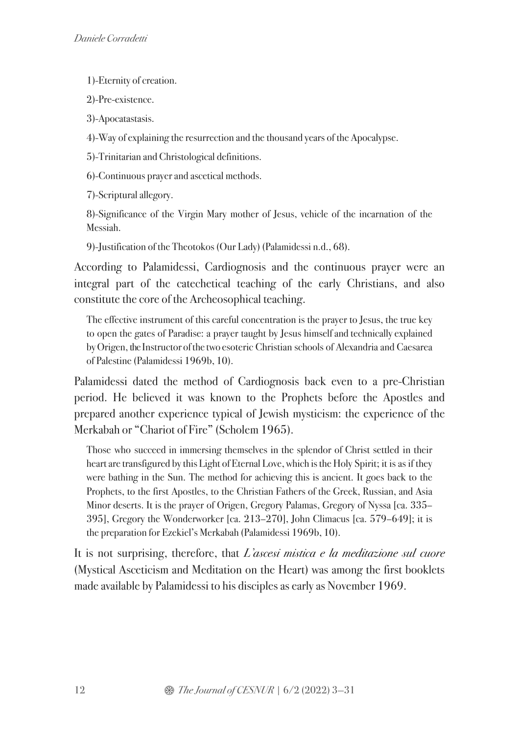1)-Eternity of creation.

2)-Pre-existence.

3)-Apocatastasis.

4)-Way of explaining the resurrection and the thousand years of the Apocalypse.

5)-Trinitarian and Christological definitions.

6)-Continuous prayer and ascetical methods.

7)-Scriptural allegory.

8)-Significance of the Virgin Mary mother of Jesus, vehicle of the incarnation of the Messiah.

9)-Justification of the Theotokos (Our Lady) (Palamidessi n.d., 68).

According to Palamidessi, Cardiognosis and the continuous prayer were an integral part of the catechetical teaching of the early Christians, and also constitute the core of the Archeosophical teaching.

> The effective instrument of this careful concentration is the prayer to Jesus, the true key to open the gates of Paradise: a prayer taught by Jesus himself and technically explained by Origen, the Instructor of the two esoteric Christian schools of Alexandria and Caesarea of Palestine (Palamidessi 1969b, 10).

Palamidessi dated the method of Cardiognosis back even to a pre-Christian period. He believed it was known to the Prophets before the Apostles and prepared another experience typical of Jewish mysticism: the experience of the Merkabah or "Chariot of Fire" (Scholem 1965).

> Those who succeed in immersing themselves in the splendor of Christ settled in their heart are transfigured by this Light of Eternal Love, which is the Holy Spirit; it is as if they were bathing in the Sun. The method for achieving this is ancient. It goes back to the Prophets, to the first Apostles, to the Christian Fathers of the Greek, Russian, and Asia Minor deserts. It is the prayer of Origen, Gregory Palamas, Gregory of Nyssa [ca. 335–395], Gregory the Wonderworker [ca. 213–270], John Climacus [ca. 579–649]; it is the preparation for Ezekiel's Merkabah (Palamidessi 1969b, 10).

It is not surprising, therefore, that *L'ascesi mistica e la meditazione sul cuore* (Mystical Asceticism and Meditation on the Heart) was among the first booklets made available by Palamidessi to his disciples as early as November 1969.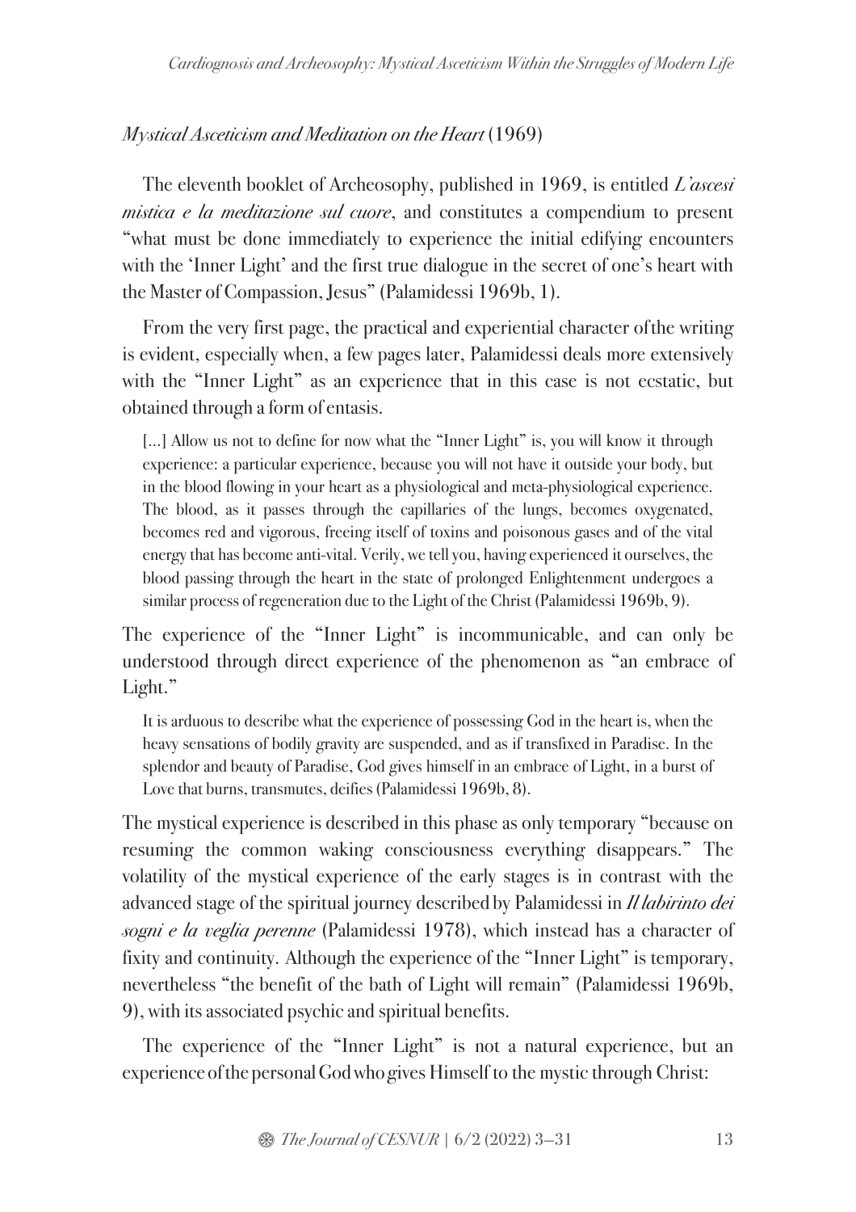### *Mystical Asceticism and Meditation on the Heart* (1969)

The eleventh booklet of Archeosophy, published in 1969, is entitled *L'ascesi mistica e la meditazione sul cuore*, and constitutes a compendium to present "what must be done immediately to experience the initial edifying encounters with the 'Inner Light' and the first true dialogue in the secret of one's heart with the Master of Compassion, Jesus" (Palamidessi 1969b, 1).

From the very first page, the practical and experiential character of the writing is evident, especially when, a few pages later, Palamidessi deals more extensively with the "Inner Light" as an experience that in this case is not ecstatic, but obtained through a form of entasis.

> [...] Allow us not to define for now what the "Inner Light" is, you will know it through experience: a particular experience, because you will not have it outside your body, but in the blood flowing in your heart as a physiological and meta-physiological experience. The blood, as it passes through the capillaries of the lungs, becomes oxygenated, becomes red and vigorous, freeing itself of toxins and poisonous gases and of the vital energy that has become anti-vital. Verily, we tell you, having experienced it ourselves, the blood passing through the heart in the state of prolonged Enlightenment undergoes a similar process of regeneration due to the Light of the Christ (Palamidessi 1969b, 9).

The experience of the "Inner Light" is incommunicable, and can only be understood through direct experience of the phenomenon as "an embrace of Light."

> It is arduous to describe what the experience of possessing God in the heart is, when the heavy sensations of bodily gravity are suspended, and as if transfixed in Paradise. In the splendor and beauty of Paradise, God gives himself in an embrace of Light, in a burst of Love that burns, transmutes, deifies (Palamidessi 1969b, 8).

The mystical experience is described in this phase as only temporary "because on resuming the common waking consciousness everything disappears." The volatility of the mystical experience of the early stages is in contrast with the advanced stage of the spiritual journey described by Palamidessi in *Il labirinto dei sogni e la veglia perenne* (Palamidessi 1978), which instead has a character of fixity and continuity. Although the experience of the "Inner Light" is temporary, nevertheless "the benefit of the bath of Light will remain" (Palamidessi 1969b, 9), with its associated psychic and spiritual benefits.

The experience of the "Inner Light" is not a natural experience, but an experience of the personal God who gives Himself to the mystic through Christ: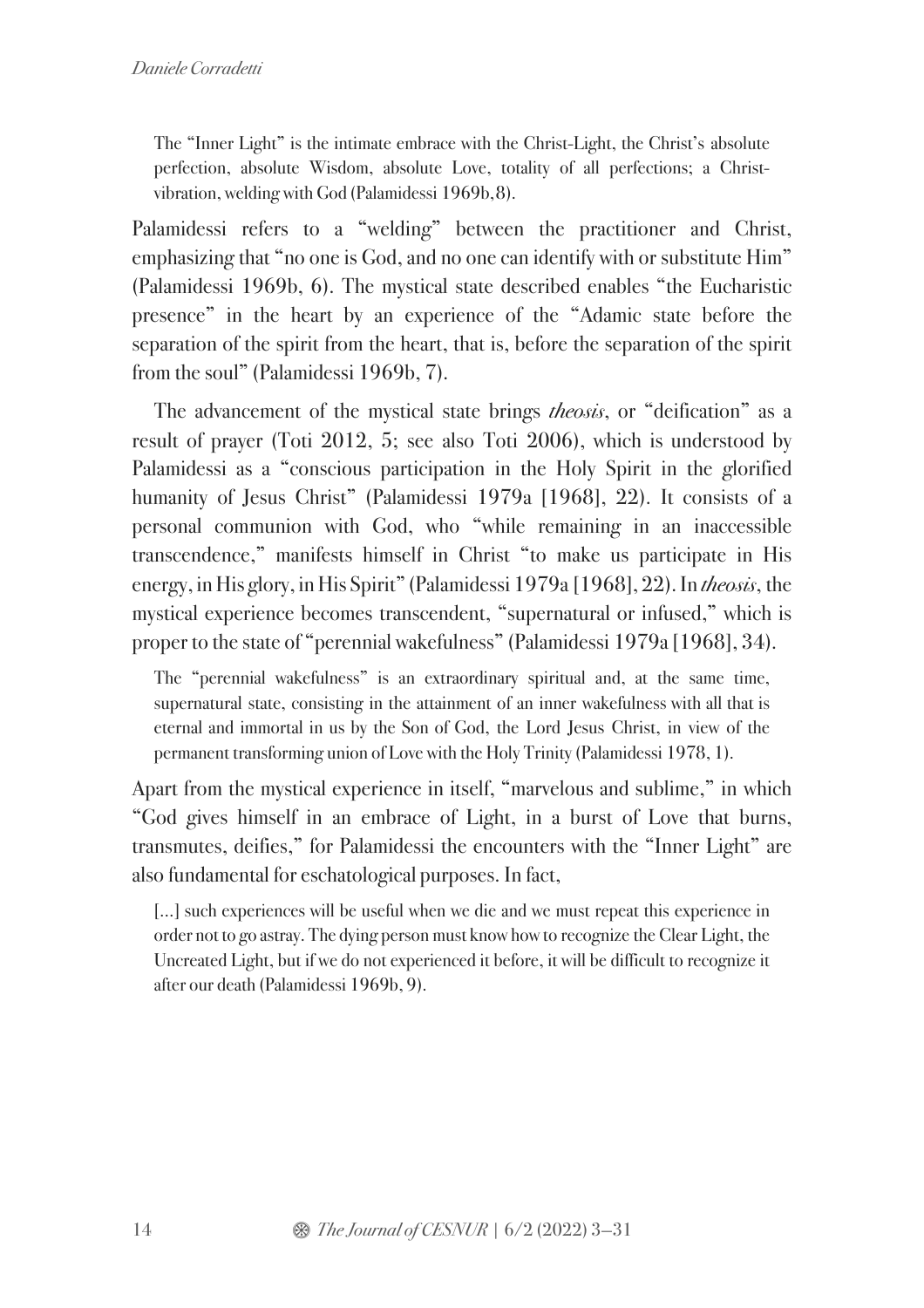> The "Inner Light" is the intimate embrace with the Christ-Light, the Christ's absolute perfection, absolute Wisdom, absolute Love, totality of all perfections; a Christ-vibration, welding with God (Palamidessi 1969b, 8).

Palamidessi refers to a "welding" between the practitioner and Christ, emphasizing that "no one is God, and no one can identify with or substitute Him" (Palamidessi 1969b, 6). The mystical state described enables "the Eucharistic presence" in the heart by an experience of the "Adamic state before the separation of the spirit from the heart, that is, before the separation of the spirit from the soul" (Palamidessi 1969b, 7).

The advancement of the mystical state brings *theosis*, or "deification" as a result of prayer (Toti 2012, 5; see also Toti 2006), which is understood by Palamidessi as a "conscious participation in the Holy Spirit in the glorified humanity of Jesus Christ" (Palamidessi 1979a [1968], 22). It consists of a personal communion with God, who "while remaining in an inaccessible transcendence," manifests himself in Christ "to make us participate in His energy, in His glory, in His Spirit" (Palamidessi 1979a [1968], 22). In *theosis*, the mystical experience becomes transcendent, "supernatural or infused," which is proper to the state of "perennial wakefulness" (Palamidessi 1979a [1968], 34).

> The "perennial wakefulness" is an extraordinary spiritual and, at the same time, supernatural state, consisting in the attainment of an inner wakefulness with all that is eternal and immortal in us by the Son of God, the Lord Jesus Christ, in view of the permanent transforming union of Love with the Holy Trinity (Palamidessi 1978, 1).

Apart from the mystical experience in itself, "marvelous and sublime," in which "God gives himself in an embrace of Light, in a burst of Love that burns, transmutes, deifies," for Palamidessi the encounters with the "Inner Light" are also fundamental for eschatological purposes. In fact,

> [...] such experiences will be useful when we die and we must repeat this experience in order not to go astray. The dying person must know how to recognize the Clear Light, the Uncreated Light, but if we do not experienced it before, it will be difficult to recognize it after our death (Palamidessi 1969b, 9).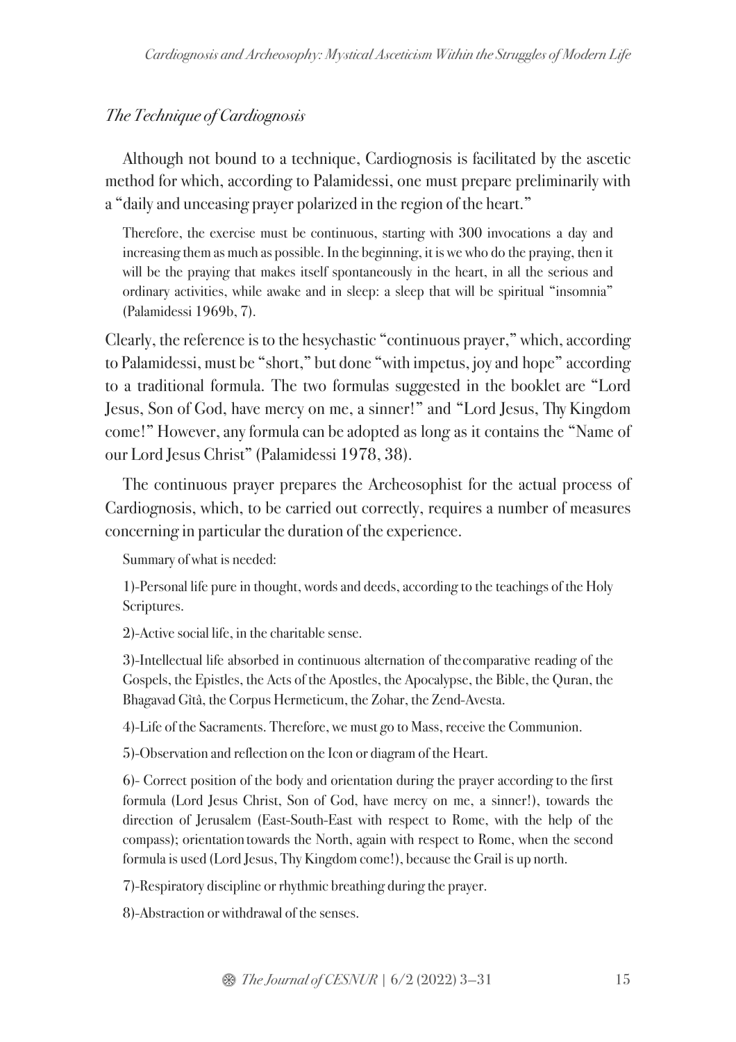### *The Technique of Cardiognosis*

Although not bound to a technique, Cardiognosis is facilitated by the ascetic method for which, according to Palamidessi, one must prepare preliminarily with a "daily and unceasing prayer polarized in the region of the heart."

> Therefore, the exercise must be continuous, starting with 300 invocations a day and increasing them as much as possible. In the beginning, it is we who do the praying, then it will be the praying that makes itself spontaneously in the heart, in all the serious and ordinary activities, while awake and in sleep: a sleep that will be spiritual "insomnia" (Palamidessi 1969b, 7).

Clearly, the reference is to the hesychastic "continuous prayer," which, according to Palamidessi, must be "short," but done "with impetus, joy and hope" according to a traditional formula. The two formulas suggested in the booklet are "Lord Jesus, Son of God, have mercy on me, a sinner!" and "Lord Jesus, Thy Kingdom come!" However, any formula can be adopted as long as it contains the "Name of our Lord Jesus Christ" (Palamidessi 1978, 38).

The continuous prayer prepares the Archeosophist for the actual process of Cardiognosis, which, to be carried out correctly, requires a number of measures concerning in particular the duration of the experience.

> Summary of what is needed:
>
> 1)-Personal life pure in thought, words and deeds, according to the teachings of the Holy Scriptures.
>
> 2)-Active social life, in the charitable sense.
>
> 3)-Intellectual life absorbed in continuous alternation of the comparative reading of the Gospels, the Epistles, the Acts of the Apostles, the Apocalypse, the Bible, the Quran, the Bhagavad Gîtâ, the Corpus Hermeticum, the Zohar, the Zend-Avesta.
>
> 4)-Life of the Sacraments. Therefore, we must go to Mass, receive the Communion.
>
> 5)-Observation and reflection on the Icon or diagram of the Heart.
>
> 6)- Correct position of the body and orientation during the prayer according to the first formula (Lord Jesus Christ, Son of God, have mercy on me, a sinner!), towards the direction of Jerusalem (East-South-East with respect to Rome, with the help of the compass); orientation towards the North, again with respect to Rome, when the second formula is used (Lord Jesus, Thy Kingdom come!), because the Grail is up north.
>
> 7)-Respiratory discipline or rhythmic breathing during the prayer.
>
> 8)-Abstraction or withdrawal of the senses.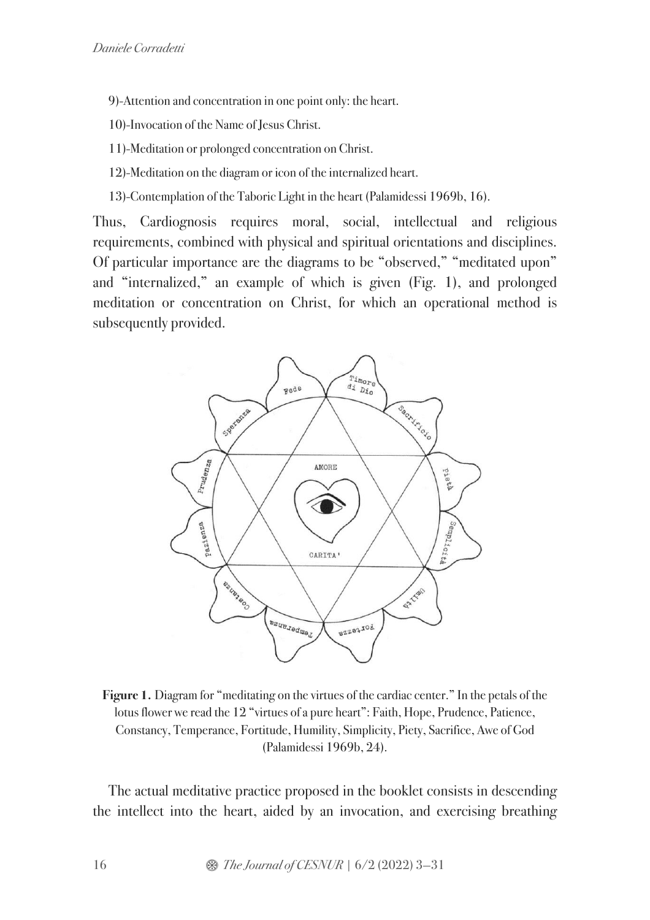9)-Attention and concentration in one point only: the heart.

10)-Invocation of the Name of Jesus Christ.

11)-Meditation or prolonged concentration on Christ.

12)-Meditation on the diagram or icon of the internalized heart.

13)-Contemplation of the Taboric Light in the heart (Palamidessi 1969b, 16).

Thus, Cardiognosis requires moral, social, intellectual and religious requirements, combined with physical and spiritual orientations and disciplines. Of particular importance are the diagrams to be "observed," "meditated upon" and "internalized," an example of which is given (Fig. 1), and prolonged meditation or concentration on Christ, for which an operational method is subsequently provided.

**Figure 1.** Diagram for "meditating on the virtues of the cardiac center." In the petals of the lotus flower we read the 12 "virtues of a pure heart": Faith, Hope, Prudence, Patience, Constancy, Temperance, Fortitude, Humility, Simplicity, Piety, Sacrifice, Awe of God (Palamidessi 1969b, 24).

The actual meditative practice proposed in the booklet consists in descending the intellect into the heart, aided by an invocation, and exercising breathing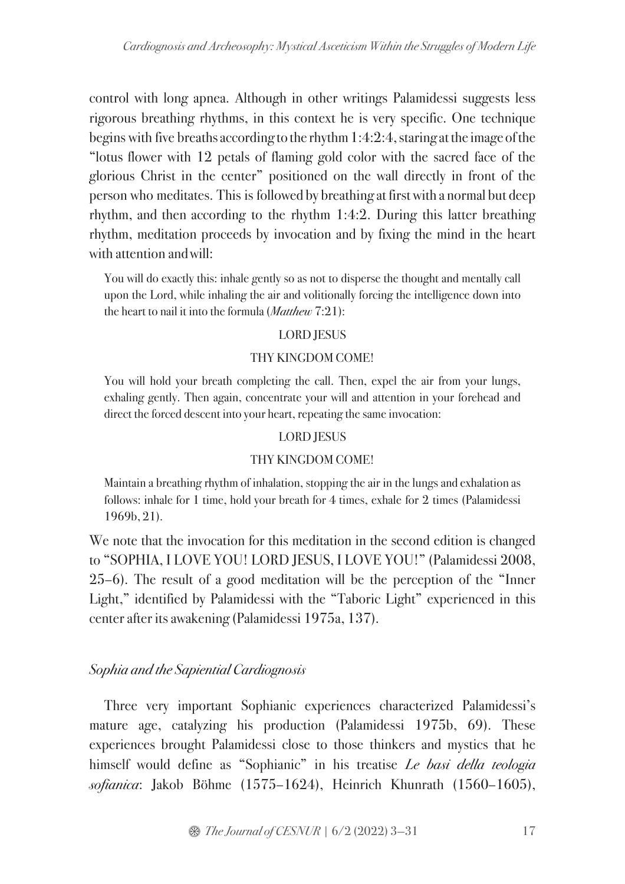control with long apnea. Although in other writings Palamidessi suggests less rigorous breathing rhythms, in this context he is very specific. One technique begins with five breaths according to the rhythm 1:4:2:4, staring at the image of the "lotus flower with 12 petals of flaming gold color with the sacred face of the glorious Christ in the center" positioned on the wall directly in front of the person who meditates. This is followed by breathing at first with a normal but deep rhythm, and then according to the rhythm 1:4:2. During this latter breathing rhythm, meditation proceeds by invocation and by fixing the mind in the heart with attention and will:

> You will do exactly this: inhale gently so as not to disperse the thought and mentally call upon the Lord, while inhaling the air and volitionally forcing the intelligence down into the heart to nail it into the formula (*Matthew* 7:21):
>
> LORD JESUS
>
> THY KINGDOM COME!
>
> You will hold your breath completing the call. Then, expel the air from your lungs, exhaling gently. Then again, concentrate your will and attention in your forehead and direct the forced descent into your heart, repeating the same invocation:
>
> LORD JESUS
>
> THY KINGDOM COME!
>
> Maintain a breathing rhythm of inhalation, stopping the air in the lungs and exhalation as follows: inhale for 1 time, hold your breath for 4 times, exhale for 2 times (Palamidessi 1969b, 21).

We note that the invocation for this meditation in the second edition is changed to "SOPHIA, I LOVE YOU! LORD JESUS, I LOVE YOU!" (Palamidessi 2008, 25–6). The result of a good meditation will be the perception of the "Inner Light," identified by Palamidessi with the "Taboric Light" experienced in this center after its awakening (Palamidessi 1975a, 137).

### *Sophia and the Sapiential Cardiognosis*

Three very important Sophianic experiences characterized Palamidessi's mature age, catalyzing his production (Palamidessi 1975b, 69). These experiences brought Palamidessi close to those thinkers and mystics that he himself would define as "Sophianic" in his treatise *Le basi della teologia sofianica*: Jakob Böhme (1575–1624), Heinrich Khunrath (1560–1605),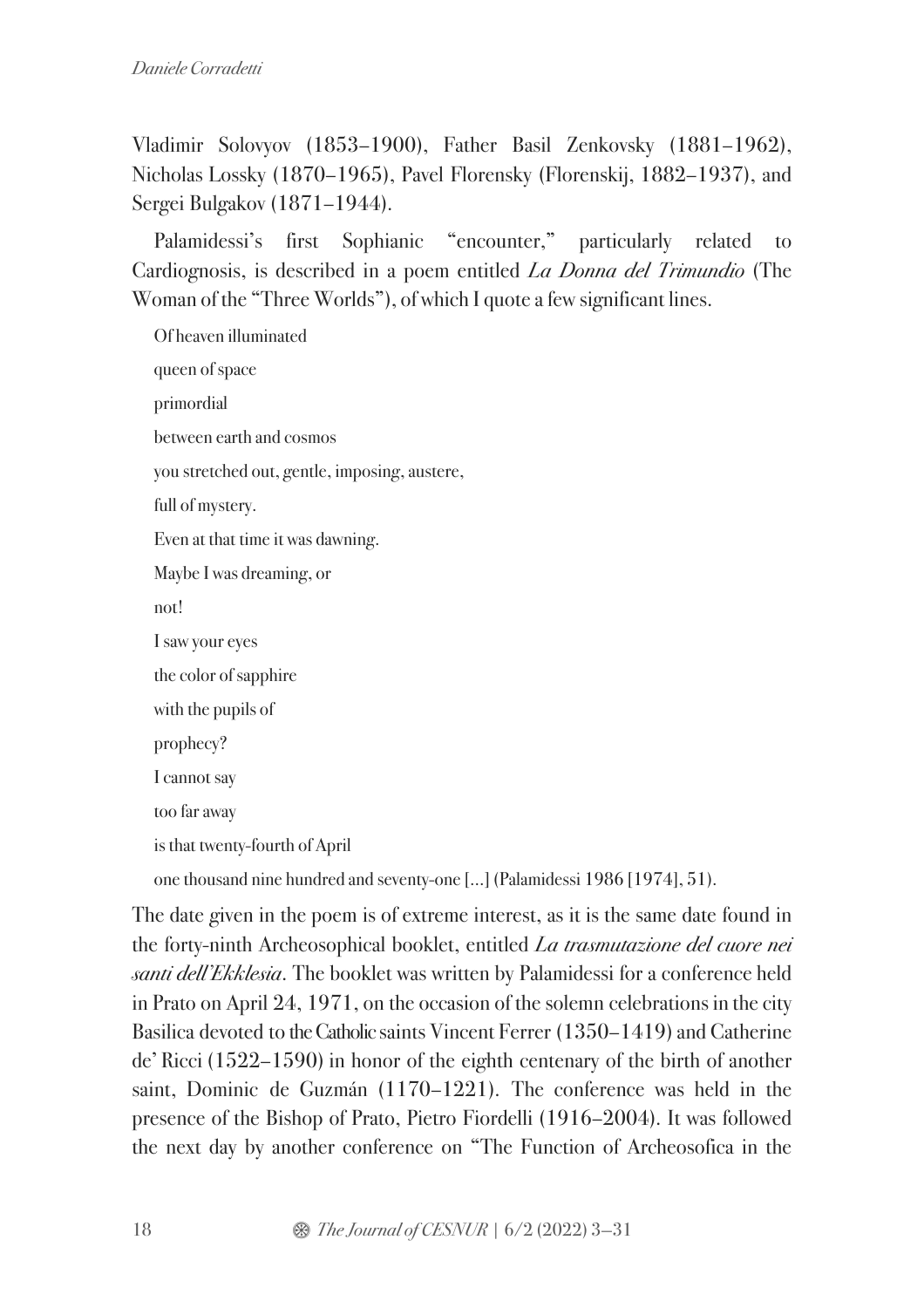Vladimir Solovyov (1853–1900), Father Basil Zenkovsky (1881–1962), Nicholas Lossky (1870–1965), Pavel Florensky (Florenskij, 1882–1937), and Sergei Bulgakov (1871–1944).

Palamidessi's first Sophianic "encounter," particularly related to Cardiognosis, is described in a poem entitled *La Donna del Trimundio* (The Woman of the "Three Worlds"), of which I quote a few significant lines.

> Of heaven illuminated
>
> queen of space
>
> primordial
>
> between earth and cosmos
>
> you stretched out, gentle, imposing, austere,
>
> full of mystery.
>
> Even at that time it was dawning.
>
> Maybe I was dreaming, or
>
> not!
>
> I saw your eyes
>
> the color of sapphire
>
> with the pupils of
>
> prophecy?
>
> I cannot say
>
> too far away
>
> is that twenty-fourth of April
>
> one thousand nine hundred and seventy-one [...] (Palamidessi 1986 [1974], 51).

The date given in the poem is of extreme interest, as it is the same date found in the forty-ninth Archeosophical booklet, entitled *La trasmutazione del cuore nei santi dell'Ekklesia*. The booklet was written by Palamidessi for a conference held in Prato on April 24, 1971, on the occasion of the solemn celebrations in the city Basilica devoted to the Catholic saints Vincent Ferrer (1350–1419) and Catherine de' Ricci (1522–1590) in honor of the eighth centenary of the birth of another saint, Dominic de Guzmán (1170–1221). The conference was held in the presence of the Bishop of Prato, Pietro Fiordelli (1916–2004). It was followed the next day by another conference on "The Function of Archeosofica in the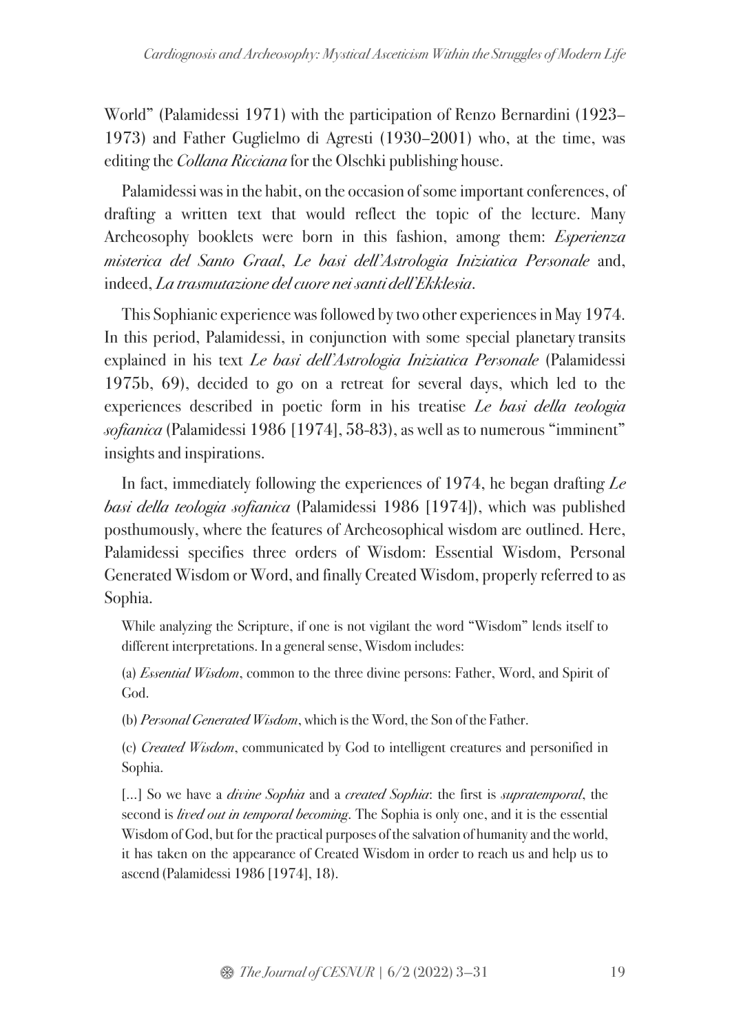World" (Palamidessi 1971) with the participation of Renzo Bernardini (1923–1973) and Father Guglielmo di Agresti (1930–2001) who, at the time, was editing the *Collana Ricciana* for the Olschki publishing house.

Palamidessi was in the habit, on the occasion of some important conferences, of drafting a written text that would reflect the topic of the lecture. Many Archeosophy booklets were born in this fashion, among them: *Esperienza misterica del Santo Graal*, *Le basi dell'Astrologia Iniziatica Personale* and, indeed, *La trasmutazione del cuore nei santi dell'Ekklesia*.

This Sophianic experience was followed by two other experiences in May 1974. In this period, Palamidessi, in conjunction with some special planetary transits explained in his text *Le basi dell'Astrologia Iniziatica Personale* (Palamidessi 1975b, 69), decided to go on a retreat for several days, which led to the experiences described in poetic form in his treatise *Le basi della teologia sofianica* (Palamidessi 1986 [1974], 58-83), as well as to numerous "imminent" insights and inspirations.

In fact, immediately following the experiences of 1974, he began drafting *Le basi della teologia sofianica* (Palamidessi 1986 [1974]), which was published posthumously, where the features of Archeosophical wisdom are outlined. Here, Palamidessi specifies three orders of Wisdom: Essential Wisdom, Personal Generated Wisdom or Word, and finally Created Wisdom, properly referred to as Sophia.

> While analyzing the Scripture, if one is not vigilant the word "Wisdom" lends itself to different interpretations. In a general sense, Wisdom includes:
>
> (a) *Essential Wisdom*, common to the three divine persons: Father, Word, and Spirit of God.
>
> (b) *Personal Generated Wisdom*, which is the Word, the Son of the Father.
>
> (c) *Created Wisdom*, communicated by God to intelligent creatures and personified in Sophia.
>
> [...] So we have a *divine Sophia* and a *created Sophia*: the first is *supratemporal*, the second is *lived out in temporal becoming*. The Sophia is only one, and it is the essential Wisdom of God, but for the practical purposes of the salvation of humanity and the world, it has taken on the appearance of Created Wisdom in order to reach us and help us to ascend (Palamidessi 1986 [1974], 18).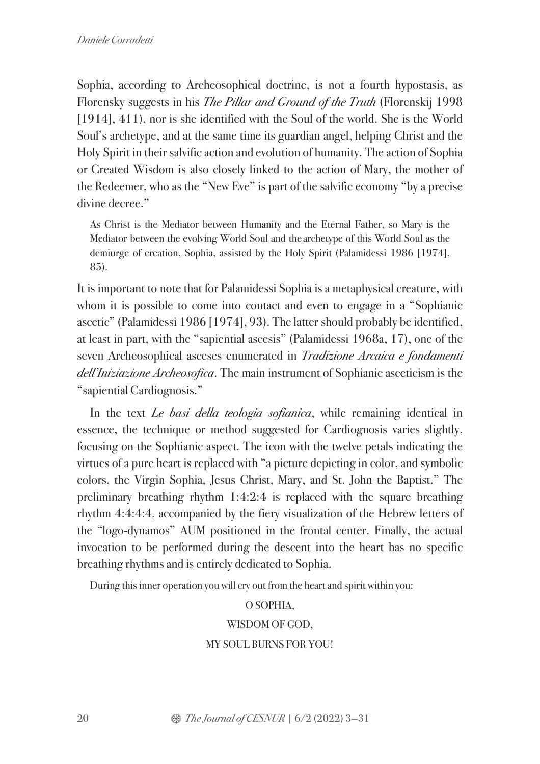Sophia, according to Archeosophical doctrine, is not a fourth hypostasis, as Florensky suggests in his *The Pillar and Ground of the Truth* (Florenskij 1998 [1914], 411), nor is she identified with the Soul of the world. She is the World Soul's archetype, and at the same time its guardian angel, helping Christ and the Holy Spirit in their salvific action and evolution of humanity. The action of Sophia or Created Wisdom is also closely linked to the action of Mary, the mother of the Redeemer, who as the "New Eve" is part of the salvific economy "by a precise divine decree."

> As Christ is the Mediator between Humanity and the Eternal Father, so Mary is the Mediator between the evolving World Soul and the archetype of this World Soul as the demiurge of creation, Sophia, assisted by the Holy Spirit (Palamidessi 1986 [1974], 85).

It is important to note that for Palamidessi Sophia is a metaphysical creature, with whom it is possible to come into contact and even to engage in a "Sophianic ascetic" (Palamidessi 1986 [1974], 93). The latter should probably be identified, at least in part, with the "sapiential ascesis" (Palamidessi 1968a, 17), one of the seven Archeosophical asceses enumerated in *Tradizione Arcaica e fondamenti dell'Iniziazione Archeosofica*. The main instrument of Sophianic asceticism is the "sapiential Cardiognosis."

In the text *Le basi della teologia sofianica*, while remaining identical in essence, the technique or method suggested for Cardiognosis varies slightly, focusing on the Sophianic aspect. The icon with the twelve petals indicating the virtues of a pure heart is replaced with "a picture depicting in color, and symbolic colors, the Virgin Sophia, Jesus Christ, Mary, and St. John the Baptist." The preliminary breathing rhythm 1:4:2:4 is replaced with the square breathing rhythm 4:4:4:4, accompanied by the fiery visualization of the Hebrew letters of the "logo-dynamos" AUM positioned in the frontal center. Finally, the actual invocation to be performed during the descent into the heart has no specific breathing rhythms and is entirely dedicated to Sophia.

> During this inner operation you will cry out from the heart and spirit within you:
>
> O SOPHIA,
>
> WISDOM OF GOD,
>
> MY SOUL BURNS FOR YOU!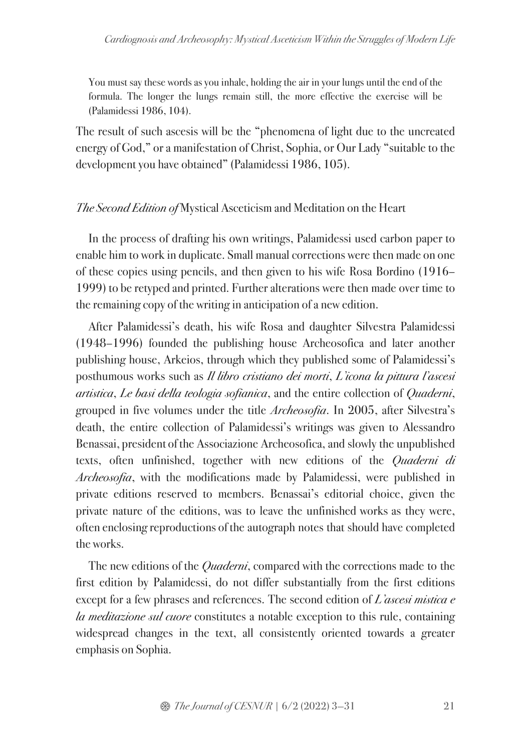> You must say these words as you inhale, holding the air in your lungs until the end of the formula. The longer the lungs remain still, the more effective the exercise will be (Palamidessi 1986, 104).

The result of such ascesis will be the "phenomena of light due to the uncreated energy of God," or a manifestation of Christ, Sophia, or Our Lady "suitable to the development you have obtained" (Palamidessi 1986, 105).

### *The Second Edition of* Mystical Asceticism and Meditation on the Heart

In the process of drafting his own writings, Palamidessi used carbon paper to enable him to work in duplicate. Small manual corrections were then made on one of these copies using pencils, and then given to his wife Rosa Bordino (1916–1999) to be retyped and printed. Further alterations were then made over time to the remaining copy of the writing in anticipation of a new edition.

After Palamidessi's death, his wife Rosa and daughter Silvestra Palamidessi (1948–1996) founded the publishing house Archeosofica and later another publishing house, Arkeios, through which they published some of Palamidessi's posthumous works such as *Il libro cristiano dei morti*, *L'icona la pittura l'ascesi artistica*, *Le basi della teologia sofianica*, and the entire collection of *Quaderni*, grouped in five volumes under the title *Archeosofia*. In 2005, after Silvestra's death, the entire collection of Palamidessi's writings was given to Alessandro Benassai, president of the Associazione Archeosofica, and slowly the unpublished texts, often unfinished, together with new editions of the *Quaderni di Archeosofia*, with the modifications made by Palamidessi, were published in private editions reserved to members. Benassai's editorial choice, given the private nature of the editions, was to leave the unfinished works as they were, often enclosing reproductions of the autograph notes that should have completed the works.

The new editions of the *Quaderni*, compared with the corrections made to the first edition by Palamidessi, do not differ substantially from the first editions except for a few phrases and references. The second edition of *L'ascesi mistica e la meditazione sul cuore* constitutes a notable exception to this rule, containing widespread changes in the text, all consistently oriented towards a greater emphasis on Sophia.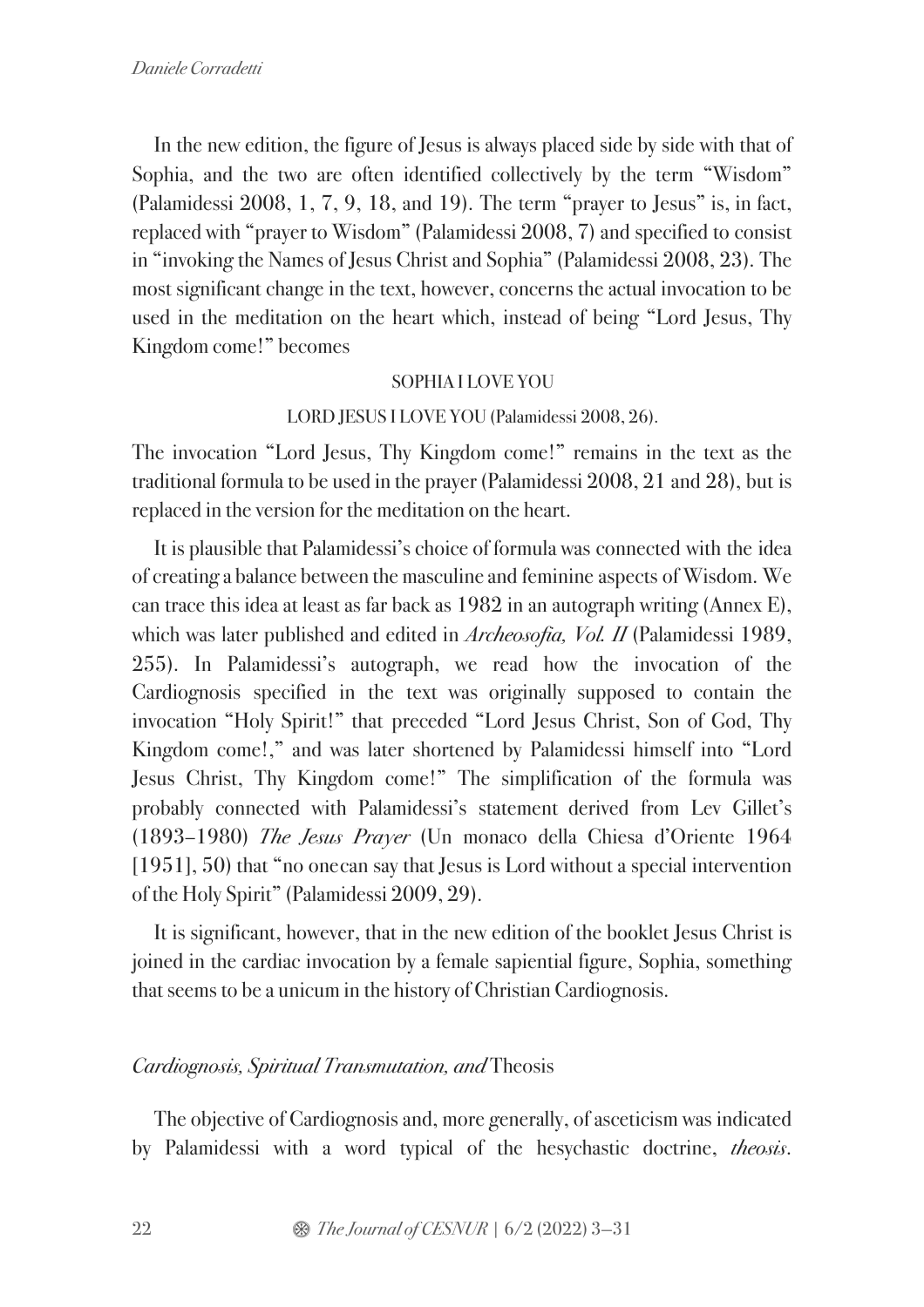In the new edition, the figure of Jesus is always placed side by side with that of Sophia, and the two are often identified collectively by the term "Wisdom" (Palamidessi 2008, 1, 7, 9, 18, and 19). The term "prayer to Jesus" is, in fact, replaced with "prayer to Wisdom" (Palamidessi 2008, 7) and specified to consist in "invoking the Names of Jesus Christ and Sophia" (Palamidessi 2008, 23). The most significant change in the text, however, concerns the actual invocation to be used in the meditation on the heart which, instead of being "Lord Jesus, Thy Kingdom come!" becomes

SOPHIA I LOVE YOU

LORD JESUS I LOVE YOU (Palamidessi 2008, 26).

The invocation "Lord Jesus, Thy Kingdom come!" remains in the text as the traditional formula to be used in the prayer (Palamidessi 2008, 21 and 28), but is replaced in the version for the meditation on the heart.

It is plausible that Palamidessi's choice of formula was connected with the idea of creating a balance between the masculine and feminine aspects of Wisdom. We can trace this idea at least as far back as 1982 in an autograph writing (Annex E), which was later published and edited in *Archeosofia, Vol. II* (Palamidessi 1989, 255). In Palamidessi's autograph, we read how the invocation of the Cardiognosis specified in the text was originally supposed to contain the invocation "Holy Spirit!" that preceded "Lord Jesus Christ, Son of God, Thy Kingdom come!," and was later shortened by Palamidessi himself into "Lord Jesus Christ, Thy Kingdom come!" The simplification of the formula was probably connected with Palamidessi's statement derived from Lev Gillet's (1893–1980) *The Jesus Prayer* (Un monaco della Chiesa d'Oriente 1964 [1951], 50) that "no onecan say that Jesus is Lord without a special intervention of the Holy Spirit" (Palamidessi 2009, 29).

It is significant, however, that in the new edition of the booklet Jesus Christ is joined in the cardiac invocation by a female sapiential figure, Sophia, something that seems to be a unicum in the history of Christian Cardiognosis.

## *Cardiognosis, Spiritual Transmutation, and* Theosis

The objective of Cardiognosis and, more generally, of asceticism was indicated by Palamidessi with a word typical of the hesychastic doctrine, *theosis*.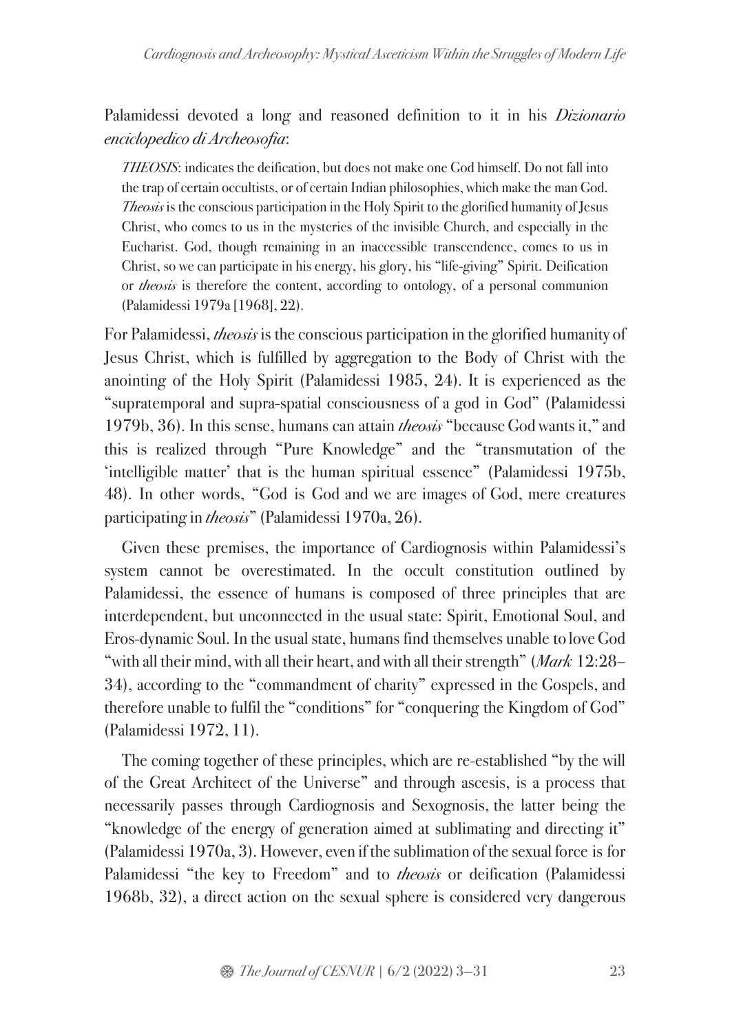Palamidessi devoted a long and reasoned definition to it in his *Dizionario enciclopedico di Archeosofia*:

> *THEOSIS*: indicates the deification, but does not make one God himself. Do not fall into the trap of certain occultists, or of certain Indian philosophies, which make the man God. *Theosis* is the conscious participation in the Holy Spirit to the glorified humanity of Jesus Christ, who comes to us in the mysteries of the invisible Church, and especially in the Eucharist. God, though remaining in an inaccessible transcendence, comes to us in Christ, so we can participate in his energy, his glory, his "life-giving" Spirit. Deification or *theosis* is therefore the content, according to ontology, of a personal communion (Palamidessi 1979a [1968], 22).

For Palamidessi, *theosis* is the conscious participation in the glorified humanity of Jesus Christ, which is fulfilled by aggregation to the Body of Christ with the anointing of the Holy Spirit (Palamidessi 1985, 24). It is experienced as the "supratemporal and supra-spatial consciousness of a god in God" (Palamidessi 1979b, 36). In this sense, humans can attain *theosis* "because God wants it," and this is realized through "Pure Knowledge" and the "transmutation of the 'intelligible matter' that is the human spiritual essence" (Palamidessi 1975b, 48). In other words, "God is God and we are images of God, mere creatures participating in *theosis*" (Palamidessi 1970a, 26).

Given these premises, the importance of Cardiognosis within Palamidessi's system cannot be overestimated. In the occult constitution outlined by Palamidessi, the essence of humans is composed of three principles that are interdependent, but unconnected in the usual state: Spirit, Emotional Soul, and Eros-dynamic Soul. In the usual state, humans find themselves unable to love God "with all their mind, with all their heart, and with all their strength" (*Mark* 12:28–34), according to the "commandment of charity" expressed in the Gospels, and therefore unable to fulfil the "conditions" for "conquering the Kingdom of God" (Palamidessi 1972, 11).

The coming together of these principles, which are re-established "by the will of the Great Architect of the Universe" and through ascesis, is a process that necessarily passes through Cardiognosis and Sexognosis, the latter being the "knowledge of the energy of generation aimed at sublimating and directing it" (Palamidessi 1970a, 3). However, even if the sublimation of the sexual force is for Palamidessi "the key to Freedom" and to *theosis* or deification (Palamidessi 1968b, 32), a direct action on the sexual sphere is considered very dangerous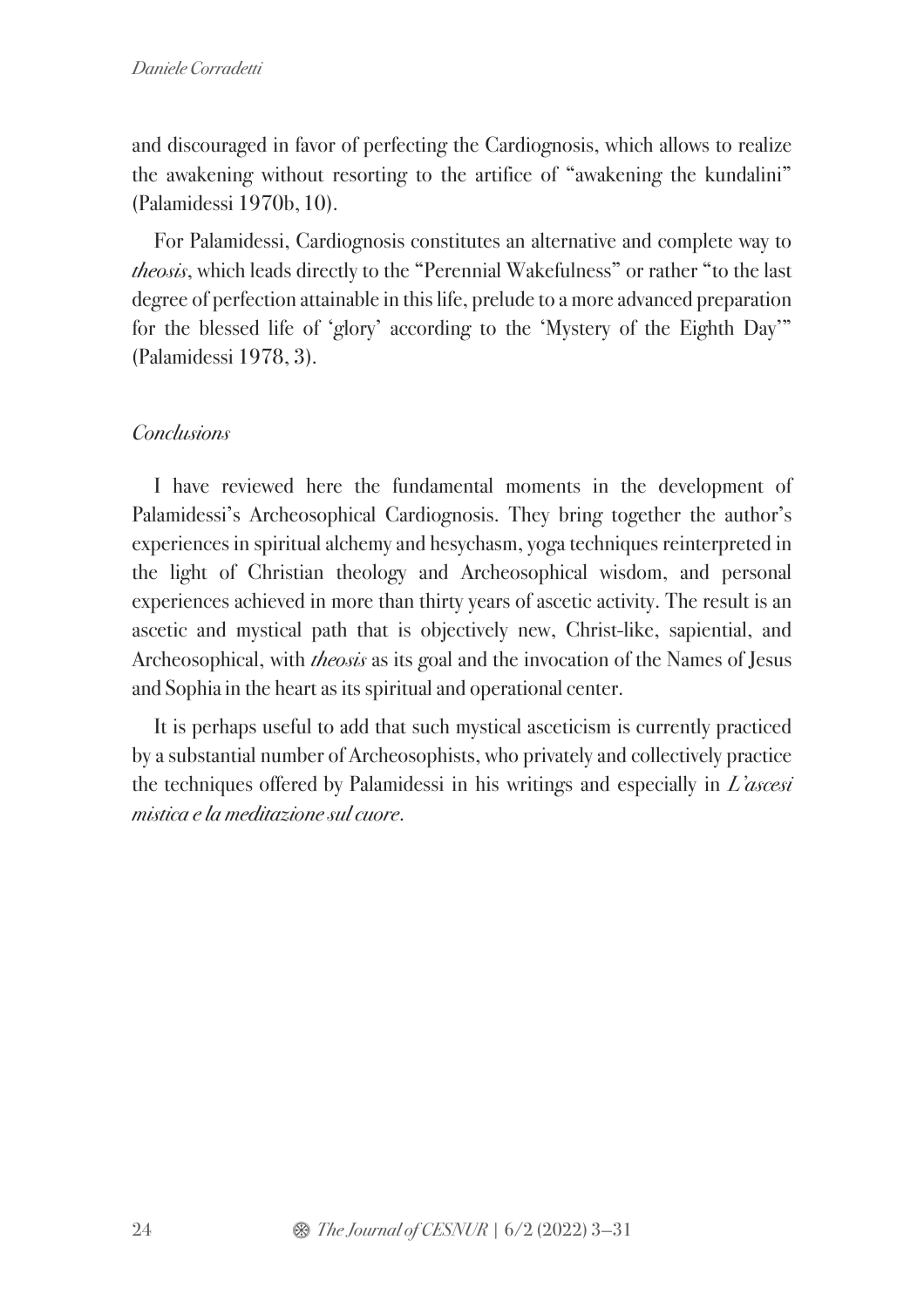and discouraged in favor of perfecting the Cardiognosis, which allows to realize the awakening without resorting to the artifice of "awakening the kundalini" (Palamidessi 1970b, 10).

For Palamidessi, Cardiognosis constitutes an alternative and complete way to *theosis*, which leads directly to the "Perennial Wakefulness" or rather "to the last degree of perfection attainable in this life, prelude to a more advanced preparation for the blessed life of 'glory' according to the 'Mystery of the Eighth Day'" (Palamidessi 1978, 3).

## *Conclusions*

I have reviewed here the fundamental moments in the development of Palamidessi's Archeosophical Cardiognosis. They bring together the author's experiences in spiritual alchemy and hesychasm, yoga techniques reinterpreted in the light of Christian theology and Archeosophical wisdom, and personal experiences achieved in more than thirty years of ascetic activity. The result is an ascetic and mystical path that is objectively new, Christ-like, sapiential, and Archeosophical, with *theosis* as its goal and the invocation of the Names of Jesus and Sophia in the heart as its spiritual and operational center.

It is perhaps useful to add that such mystical asceticism is currently practiced by a substantial number of Archeosophists, who privately and collectively practice the techniques offered by Palamidessi in his writings and especially in *L'ascesi mistica e la meditazione sul cuore*.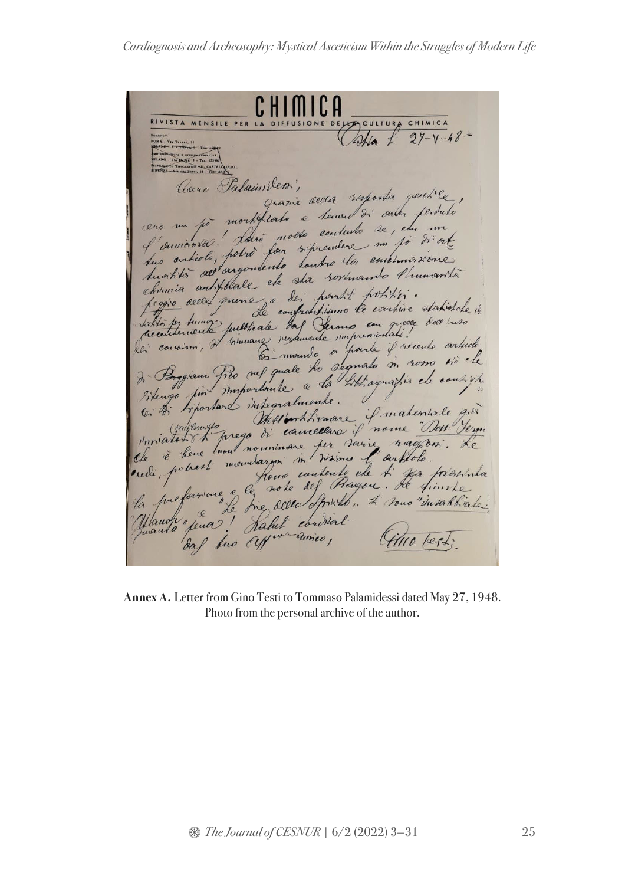**CHIMICA**

RIVISTA MENSILE PER LA DIFFUSIONE DELLA CULTURA CHIMICA

Ostia L. 27-V-48

Caro Palamidessi,

grazie della risposta gentile, ero un po' mortificato e temevo di aver perduto l'amicizia! Sarò molto contento se, col suo articolo, potrò far riprendere un po' di attualità all'argomento contro la contaminazione chimica artificiale che sta rovinando l'umanità peggio delle guerre e dei partiti politici.

Se confrontiamo le curve statistiche di morti per tumori recentemente pubblicate dal Sermo con quelle dell'uso dei concimi, si rimane veramente impressionati!

Ti mando a parte il recente articolo di Boggiano Pico nel quale ho segnato in rosso ciò che ritengo più importante e la bibliografia che consiglierei di riportare integralmente.

Nell'ordinare il materiale già iniziato ti prego di cancellare il nome "Dott. Sergio" che è bene non nominare per varie ragioni. Se credi, potresti mandarmi in visione l'articolo.

Sono contento che ti sia piaciuta la prefazione e le note del Bragon. Le rime "Le vie dello spirito" e sono "intitolate" "Mancia" quanta pena! Saluti cordiali dal tuo aff.mo amico,

Gino Testi

**Annex A.** Letter from Gino Testi to Tommaso Palamidessi dated May 27, 1948. Photo from the personal archive of the author.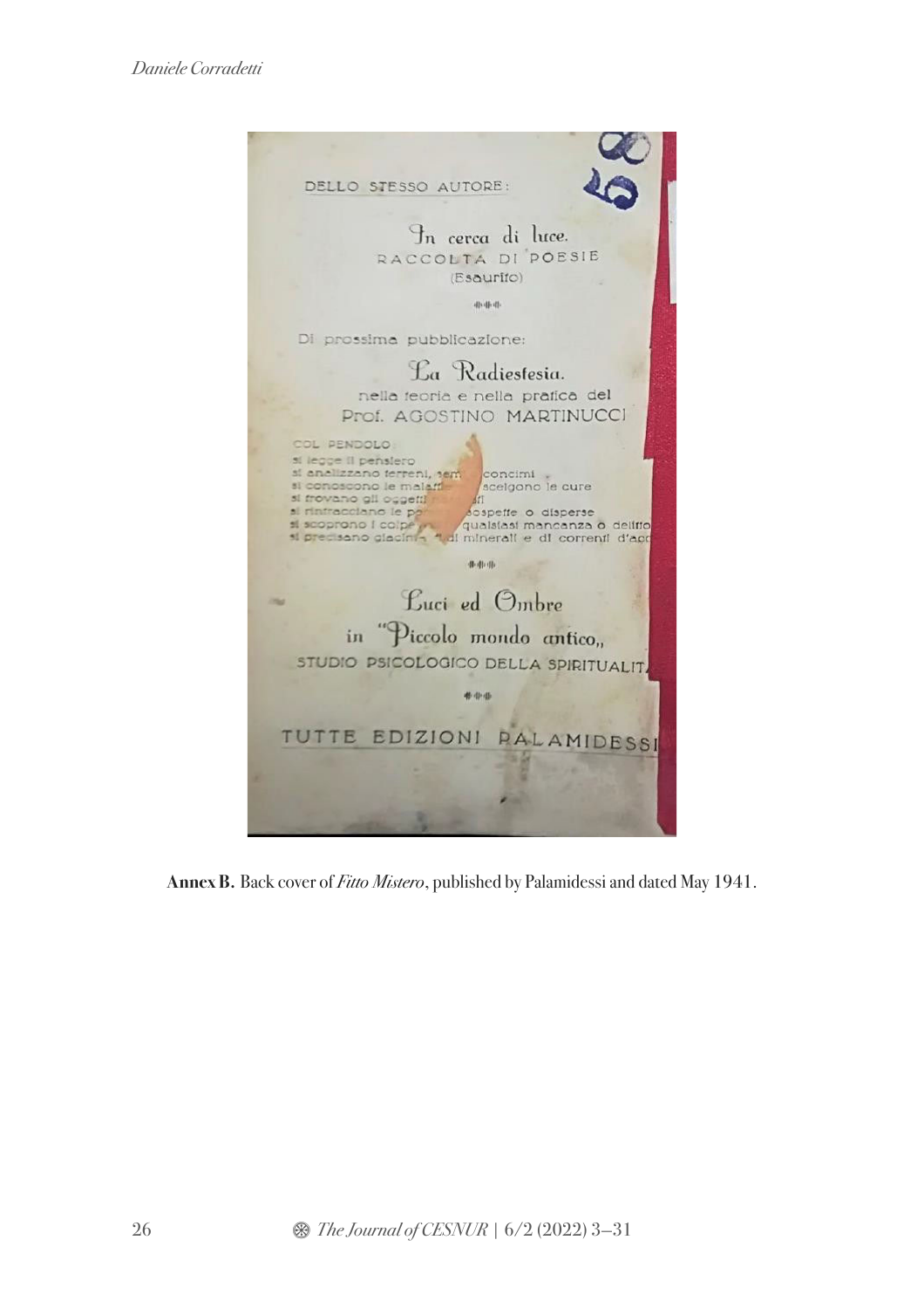DELLO STESSO AUTORE:

*In cerca di luce.*
RACCOLTA DI POESIE
(Esaurito)

Di prossima pubblicazione:

*La Radiestesia.*
nella teoria e nella pratica del
Prof. AGOSTINO MARTINUCCI

COL PENDOLO
si legge il pensiero
si analizzano terreni, sem... concimi
si conoscono le malatt... scelgono le cure
si trovano gli oggetti ...ti
si rintracciano le p... sospette o disperse
si scoprono i colpe... qualsiasi mancanza o delitto
si precisano giacim... di minerali e di correnti d'acq

*Luci ed Ombre*
in "*Piccolo mondo antico*"
STUDIO PSICOLOGICO DELLA SPIRITUALIT...

TUTTE EDIZIONI PALAMIDESSI

**Annex B.** Back cover of *Fitto Mistero*, published by Palamidessi and dated May 1941.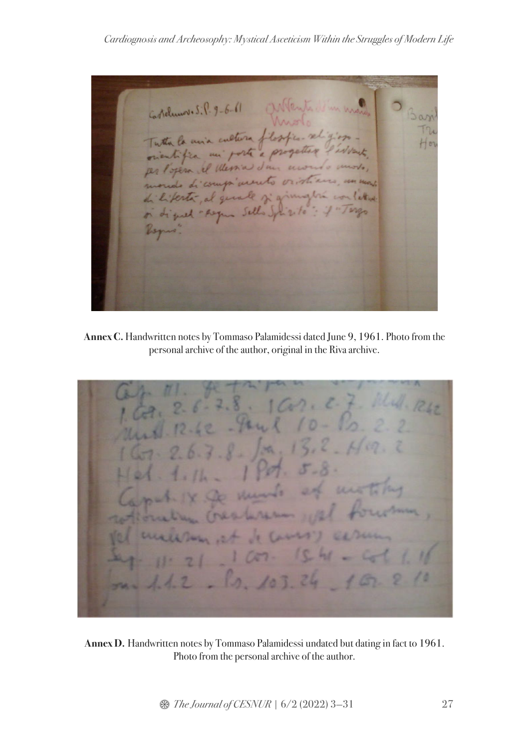**Annex C.** Handwritten notes by Tommaso Palamidessi dated June 9, 1961. Photo from the personal archive of the author, original in the Riva archive.

**Annex D.** Handwritten notes by Tommaso Palamidessi undated but dating in fact to 1961. Photo from the personal archive of the author.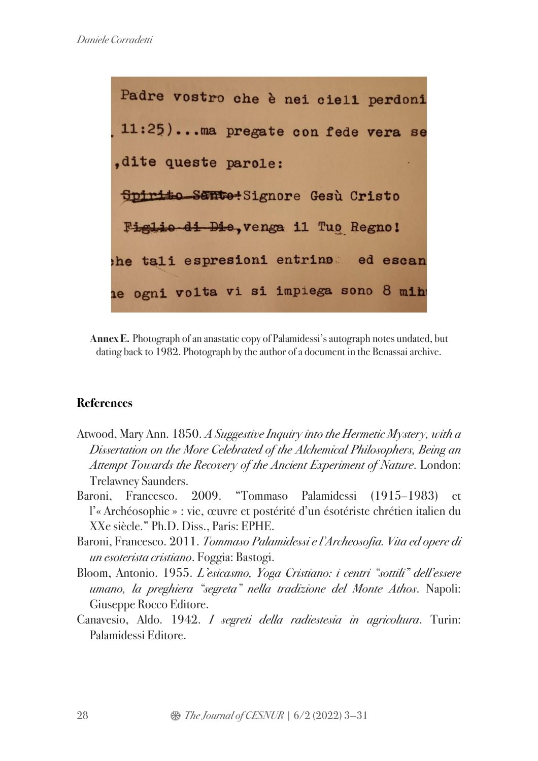**Annex E.** Photograph of an anastatic copy of Palamidessi's autograph notes undated, but dating back to 1982. Photograph by the author of a document in the Benassai archive.

## References

Atwood, Mary Ann. 1850. *A Suggestive Inquiry into the Hermetic Mystery, with a Dissertation on the More Celebrated of the Alchemical Philosophers, Being an Attempt Towards the Recovery of the Ancient Experiment of Nature*. London: Trelawney Saunders.

Baroni, Francesco. 2009. "Tommaso Palamidessi (1915–1983) et l'« Archéosophie » : vie, œuvre et postérité d'un ésotériste chrétien italien du XXe siècle." Ph.D. Diss., Paris: EPHE.

Baroni, Francesco. 2011. *Tommaso Palamidessi e l'Archeosofia. Vita ed opere di un esoterista cristiano*. Foggia: Bastogi.

Bloom, Antonio. 1955. *L'esicasmo, Yoga Cristiano: i centri "sottili" dell'essere umano, la preghiera "segreta" nella tradizione del Monte Athos*. Napoli: Giuseppe Rocco Editore.

Canavesio, Aldo. 1942. *I segreti della radiestesia in agricoltura*. Turin: Palamidessi Editore.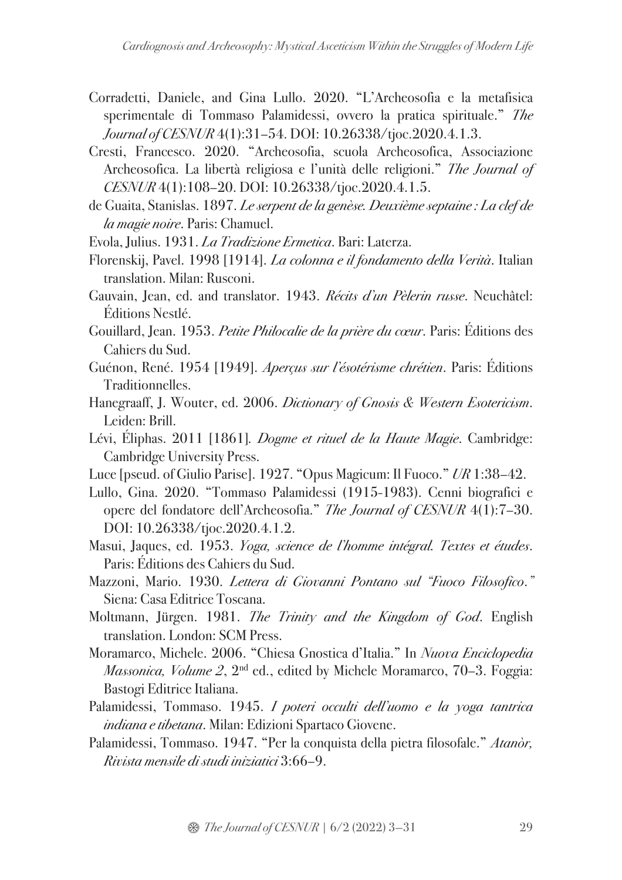Corradetti, Daniele, and Gina Lullo. 2020. "L'Archeosofia e la metafisica sperimentale di Tommaso Palamidessi, ovvero la pratica spirituale." *The Journal of CESNUR* 4(1):31–54. DOI: 10.26338/tjoc.2020.4.1.3.

Cresti, Francesco. 2020. "Archeosofia, scuola Archeosofica, Associazione Archeosofica. La libertà religiosa e l'unità delle religioni." *The Journal of CESNUR* 4(1):108–20. DOI: 10.26338/tjoc.2020.4.1.5.

de Guaita, Stanislas. 1897. *Le serpent de la genèse. Deuxième septaine : La clef de la magie noire*. Paris: Chamuel.

Evola, Julius. 1931. *La Tradizione Ermetica*. Bari: Laterza.

Florenskij, Pavel. 1998 [1914]. *La colonna e il fondamento della Verità*. Italian translation. Milan: Rusconi.

Gauvain, Jean, ed. and translator. 1943. *Récits d'un Pèlerin russe*. Neuchâtel: Éditions Nestlé.

Gouillard, Jean. 1953. *Petite Philocalie de la prière du cœur*. Paris: Éditions des Cahiers du Sud.

Guénon, René. 1954 [1949]. *Aperçus sur l'ésotérisme chrétien*. Paris: Éditions Traditionnelles.

Hanegraaff, J. Wouter, ed. 2006. *Dictionary of Gnosis & Western Esotericism*. Leiden: Brill.

Lévi, Éliphas. 2011 [1861]. *Dogme et rituel de la Haute Magie*. Cambridge: Cambridge University Press.

Luce [pseud. of Giulio Parise]. 1927. "Opus Magicum: Il Fuoco." *UR* 1:38–42.

Lullo, Gina. 2020. "Tommaso Palamidessi (1915-1983). Cenni biografici e opere del fondatore dell'Archeosofia." *The Journal of CESNUR* 4(1):7–30. DOI: 10.26338/tjoc.2020.4.1.2.

Masui, Jaques, ed. 1953. *Yoga, science de l'homme intégral. Textes et études*. Paris: Éditions des Cahiers du Sud.

Mazzoni, Mario. 1930. *Lettera di Giovanni Pontano sul "Fuoco Filosofico."* Siena: Casa Editrice Toscana.

Moltmann, Jürgen. 1981. *The Trinity and the Kingdom of God*. English translation. London: SCM Press.

Moramarco, Michele. 2006. "Chiesa Gnostica d'Italia." In *Nuova Enciclopedia Massonica, Volume 2*, 2nd ed., edited by Michele Moramarco, 70–3. Foggia: Bastogi Editrice Italiana.

Palamidessi, Tommaso. 1945. *I poteri occulti dell'uomo e la yoga tantrica indiana e tibetana*. Milan: Edizioni Spartaco Giovene.

Palamidessi, Tommaso. 1947. "Per la conquista della pietra filosofale." *Atanòr, Rivista mensile di studi iniziatici* 3:66–9.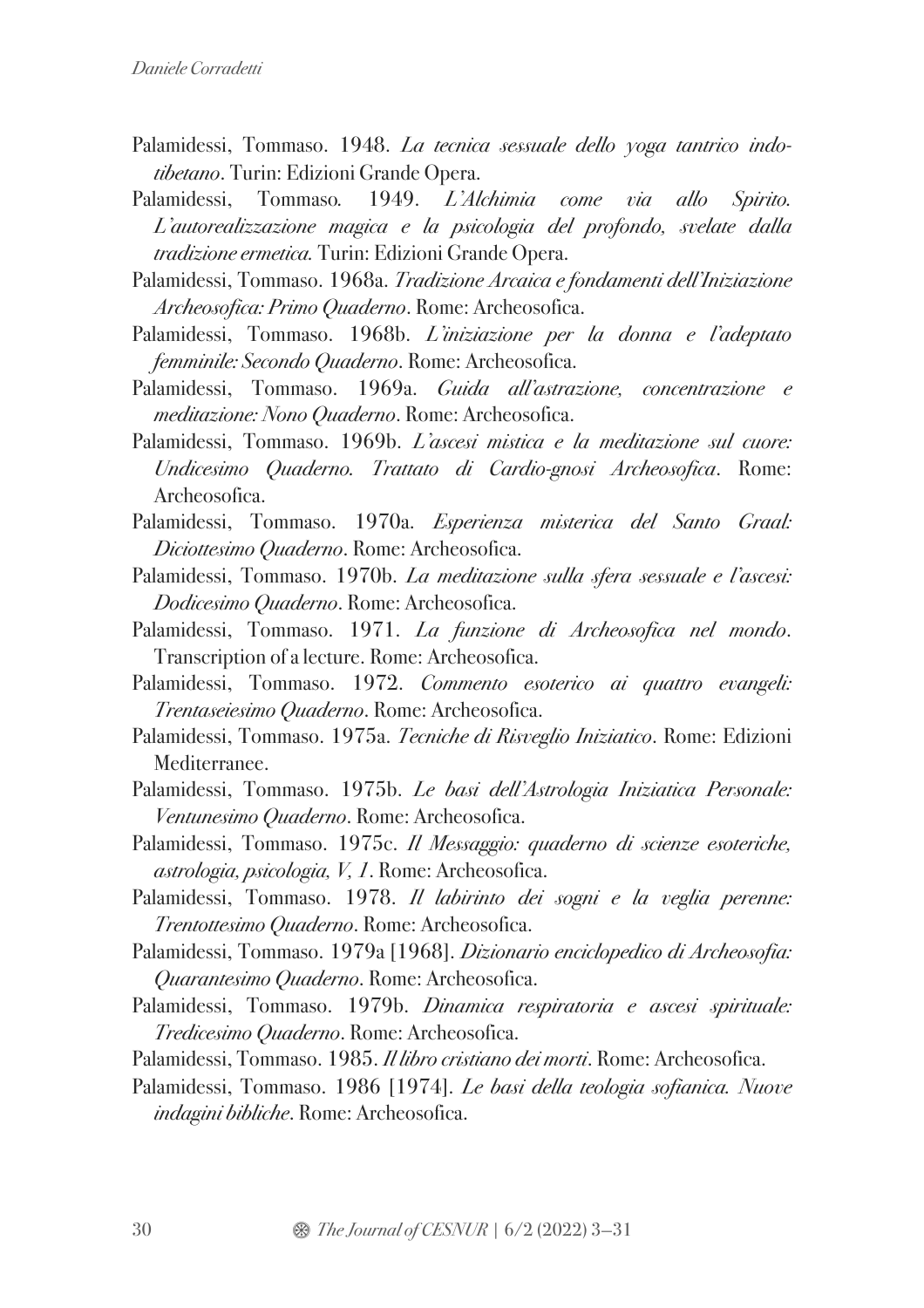Palamidessi, Tommaso. 1948. *La tecnica sessuale dello yoga tantrico indo-tibetano*. Turin: Edizioni Grande Opera.

Palamidessi, Tommaso. 1949. *L'Alchimia come via allo Spirito. L'autorealizzazione magica e la psicologia del profondo, svelate dalla tradizione ermetica.* Turin: Edizioni Grande Opera.

Palamidessi, Tommaso. 1968a. *Tradizione Arcaica e fondamenti dell'Iniziazione Archeosofica: Primo Quaderno*. Rome: Archeosofica.

Palamidessi, Tommaso. 1968b. *L'iniziazione per la donna e l'adeptato femminile: Secondo Quaderno*. Rome: Archeosofica.

Palamidessi, Tommaso. 1969a. *Guida all'astrazione, concentrazione e meditazione: Nono Quaderno*. Rome: Archeosofica.

Palamidessi, Tommaso. 1969b. *L'ascesi mistica e la meditazione sul cuore: Undicesimo Quaderno. Trattato di Cardio-gnosi Archeosofica*. Rome: Archeosofica.

Palamidessi, Tommaso. 1970a. *Esperienza misterica del Santo Graal: Diciottesimo Quaderno*. Rome: Archeosofica.

Palamidessi, Tommaso. 1970b. *La meditazione sulla sfera sessuale e l'ascesi: Dodicesimo Quaderno*. Rome: Archeosofica.

Palamidessi, Tommaso. 1971. *La funzione di Archeosofica nel mondo*. Transcription of a lecture. Rome: Archeosofica.

Palamidessi, Tommaso. 1972. *Commento esoterico ai quattro evangeli: Trentaseiesimo Quaderno*. Rome: Archeosofica.

Palamidessi, Tommaso. 1975a. *Tecniche di Risveglio Iniziatico*. Rome: Edizioni Mediterranee.

Palamidessi, Tommaso. 1975b. *Le basi dell'Astrologia Iniziatica Personale: Ventunesimo Quaderno*. Rome: Archeosofica.

Palamidessi, Tommaso. 1975c. *Il Messaggio: quaderno di scienze esoteriche, astrologia, psicologia, V, 1*. Rome: Archeosofica.

Palamidessi, Tommaso. 1978. *Il labirinto dei sogni e la veglia perenne: Trentottesimo Quaderno*. Rome: Archeosofica.

Palamidessi, Tommaso. 1979a [1968]. *Dizionario enciclopedico di Archeosofia: Quarantesimo Quaderno*. Rome: Archeosofica.

Palamidessi, Tommaso. 1979b. *Dinamica respiratoria e ascesi spirituale: Tredicesimo Quaderno*. Rome: Archeosofica.

Palamidessi, Tommaso. 1985. *Il libro cristiano dei morti*. Rome: Archeosofica.

Palamidessi, Tommaso. 1986 [1974]. *Le basi della teologia sofianica. Nuove indagini bibliche*. Rome: Archeosofica.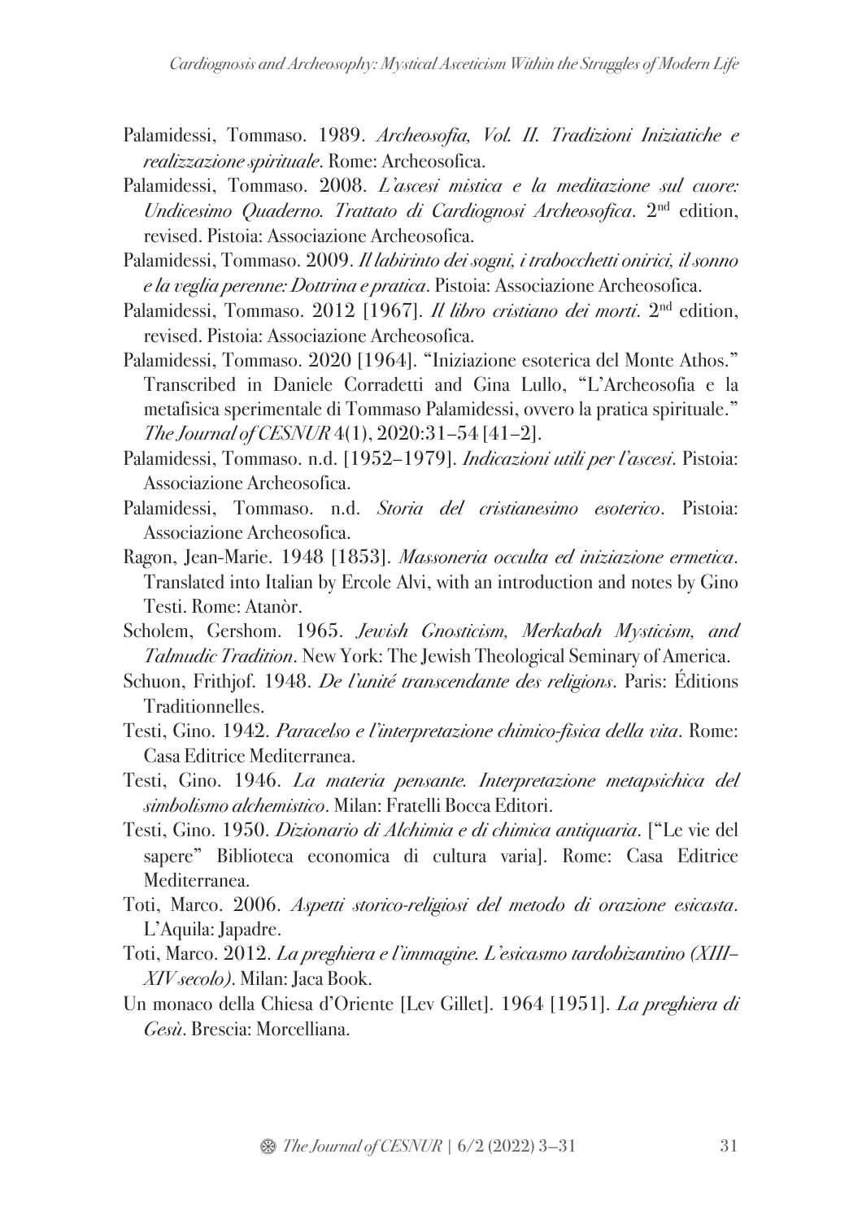Palamidessi, Tommaso. 1989. *Archeosofia, Vol. II. Tradizioni Iniziatiche e realizzazione spirituale*. Rome: Archeosofica.

Palamidessi, Tommaso. 2008. *L'ascesi mistica e la meditazione sul cuore: Undicesimo Quaderno. Trattato di Cardiognosi Archeosofica*. 2nd edition, revised. Pistoia: Associazione Archeosofica.

Palamidessi, Tommaso. 2009. *Il labirinto dei sogni, i trabocchetti onirici, il sonno e la veglia perenne: Dottrina e pratica*. Pistoia: Associazione Archeosofica.

Palamidessi, Tommaso. 2012 [1967]. *Il libro cristiano dei morti*. 2nd edition, revised. Pistoia: Associazione Archeosofica.

Palamidessi, Tommaso. 2020 [1964]. "Iniziazione esoterica del Monte Athos." Transcribed in Daniele Corradetti and Gina Lullo, "L'Archeosofia e la metafisica sperimentale di Tommaso Palamidessi, ovvero la pratica spirituale." *The Journal of CESNUR* 4(1), 2020:31–54 [41–2].

Palamidessi, Tommaso. n.d. [1952–1979]. *Indicazioni utili per l'ascesi*. Pistoia: Associazione Archeosofica.

Palamidessi, Tommaso. n.d. *Storia del cristianesimo esoterico*. Pistoia: Associazione Archeosofica.

Ragon, Jean-Marie. 1948 [1853]. *Massoneria occulta ed iniziazione ermetica*. Translated into Italian by Ercole Alvi, with an introduction and notes by Gino Testi. Rome: Atanòr.

Scholem, Gershom. 1965. *Jewish Gnosticism, Merkabah Mysticism, and Talmudic Tradition*. New York: The Jewish Theological Seminary of America.

Schuon, Frithjof. 1948. *De l'unité transcendante des religions*. Paris: Éditions Traditionnelles.

Testi, Gino. 1942. *Paracelso e l'interpretazione chimico-fisica della vita*. Rome: Casa Editrice Mediterranea.

Testi, Gino. 1946. *La materia pensante. Interpretazione metapsichica del simbolismo alchemistico*. Milan: Fratelli Bocca Editori.

Testi, Gino. 1950. *Dizionario di Alchimia e di chimica antiquaria*. ["Le vie del sapere" Biblioteca economica di cultura varia]. Rome: Casa Editrice Mediterranea.

Toti, Marco. 2006. *Aspetti storico-religiosi del metodo di orazione esicasta*. L'Aquila: Japadre.

Toti, Marco. 2012. *La preghiera e l'immagine. L'esicasmo tardobizantino (XIII–XIV secolo)*. Milan: Jaca Book.

Un monaco della Chiesa d'Oriente [Lev Gillet]. 1964 [1951]. *La preghiera di Gesù*. Brescia: Morcelliana.